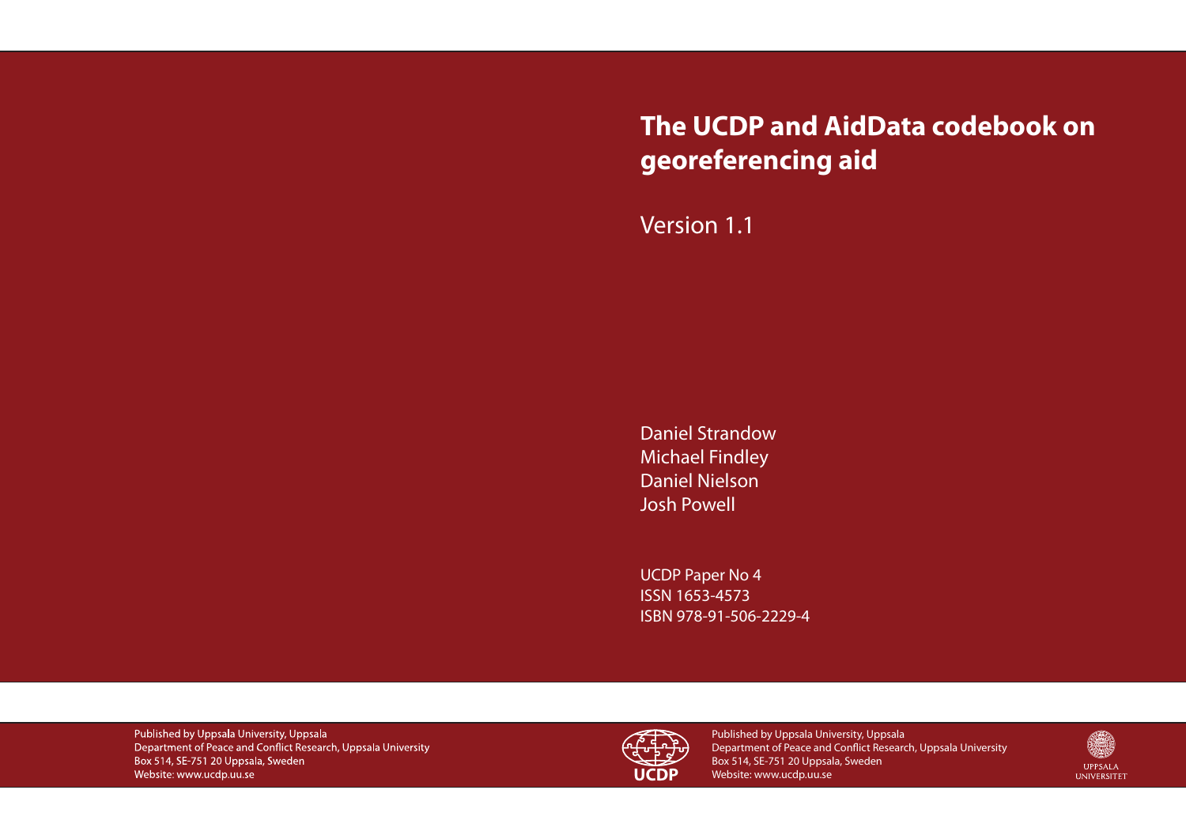# The UCDP and AidData codebook on georeferencing aid

Version 1.1

Daniel Strandow
Michael Findley
Daniel Nielson
Josh Powell

UCDP Paper No 4
ISSN 1653-4573
ISBN 978-91-506-2229-4

Published by Uppsala University, Uppsala
Department of Peace and Conflict Research, Uppsala University
Box 514, SE-751 20 Uppsala, Sweden
Website: www.ucdp.uu.se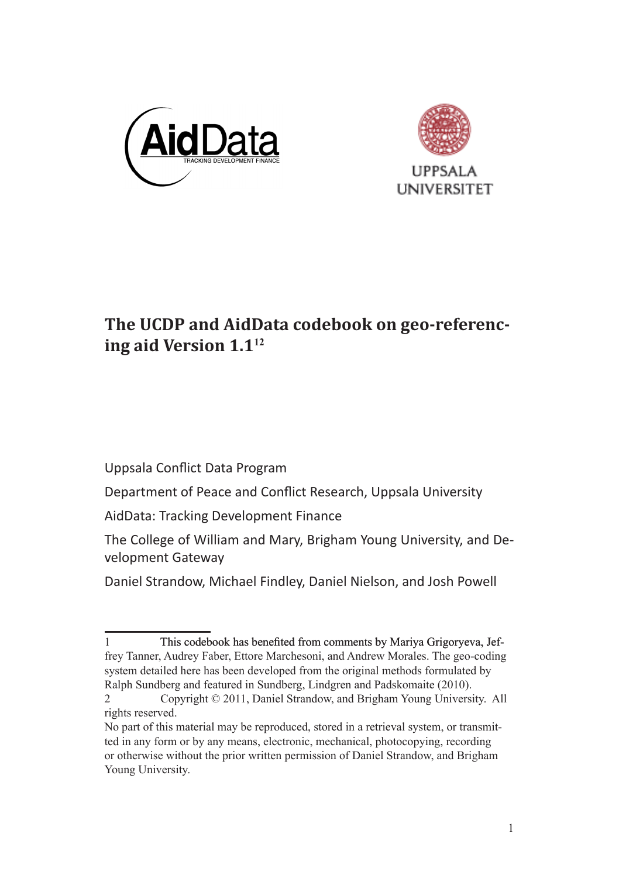# The UCDP and AidData codebook on geo-referencing aid Version 1.1[1][2]

Uppsala Conflict Data Program

Department of Peace and Conflict Research, Uppsala University

AidData: Tracking Development Finance

The College of William and Mary, Brigham Young University, and Development Gateway

Daniel Strandow, Michael Findley, Daniel Nielson, and Josh Powell

---

1 This codebook has benefited from comments by Mariya Grigoryeva, Jeffrey Tanner, Audrey Faber, Ettore Marchesoni, and Andrew Morales. The geo-coding system detailed here has been developed from the original methods formulated by Ralph Sundberg and featured in Sundberg, Lindgren and Padskomaite (2010).

2 Copyright © 2011, Daniel Strandow, and Brigham Young University. All rights reserved.

No part of this material may be reproduced, stored in a retrieval system, or transmitted in any form or by any means, electronic, mechanical, photocopying, recording or otherwise without the prior written permission of Daniel Strandow, and Brigham Young University.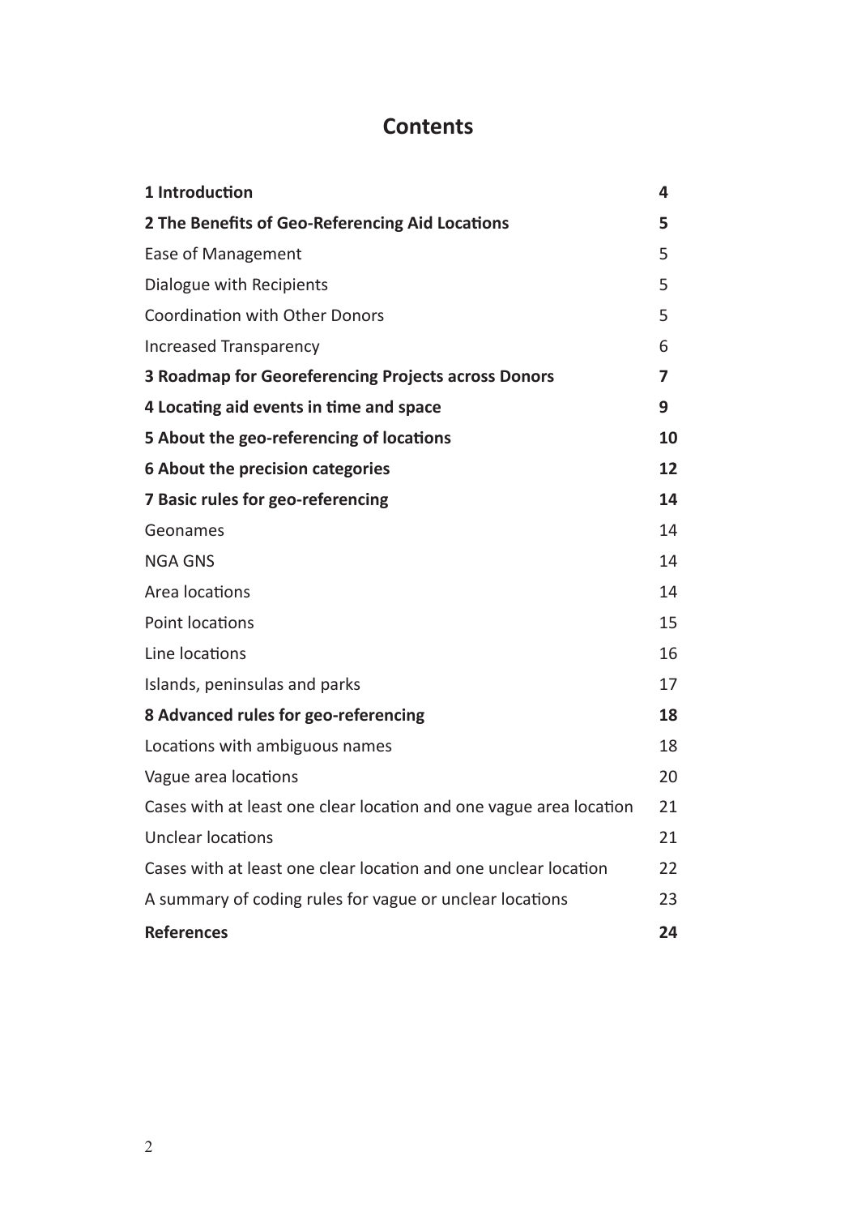# Contents

| | |
|---|---|
| **1 Introduction** | **4** |
| **2 The Benefits of Geo-Referencing Aid Locations** | **5** |
| Ease of Management | 5 |
| Dialogue with Recipients | 5 |
| Coordination with Other Donors | 5 |
| Increased Transparency | 6 |
| **3 Roadmap for Georeferencing Projects across Donors** | **7** |
| **4 Locating aid events in time and space** | **9** |
| **5 About the geo-referencing of locations** | **10** |
| **6 About the precision categories** | **12** |
| **7 Basic rules for geo-referencing** | **14** |
| Geonames | 14 |
| NGA GNS | 14 |
| Area locations | 14 |
| Point locations | 15 |
| Line locations | 16 |
| Islands, peninsulas and parks | 17 |
| **8 Advanced rules for geo-referencing** | **18** |
| Locations with ambiguous names | 18 |
| Vague area locations | 20 |
| Cases with at least one clear location and one vague area location | 21 |
| Unclear locations | 21 |
| Cases with at least one clear location and one unclear location | 22 |
| A summary of coding rules for vague or unclear locations | 23 |
| **References** | **24** |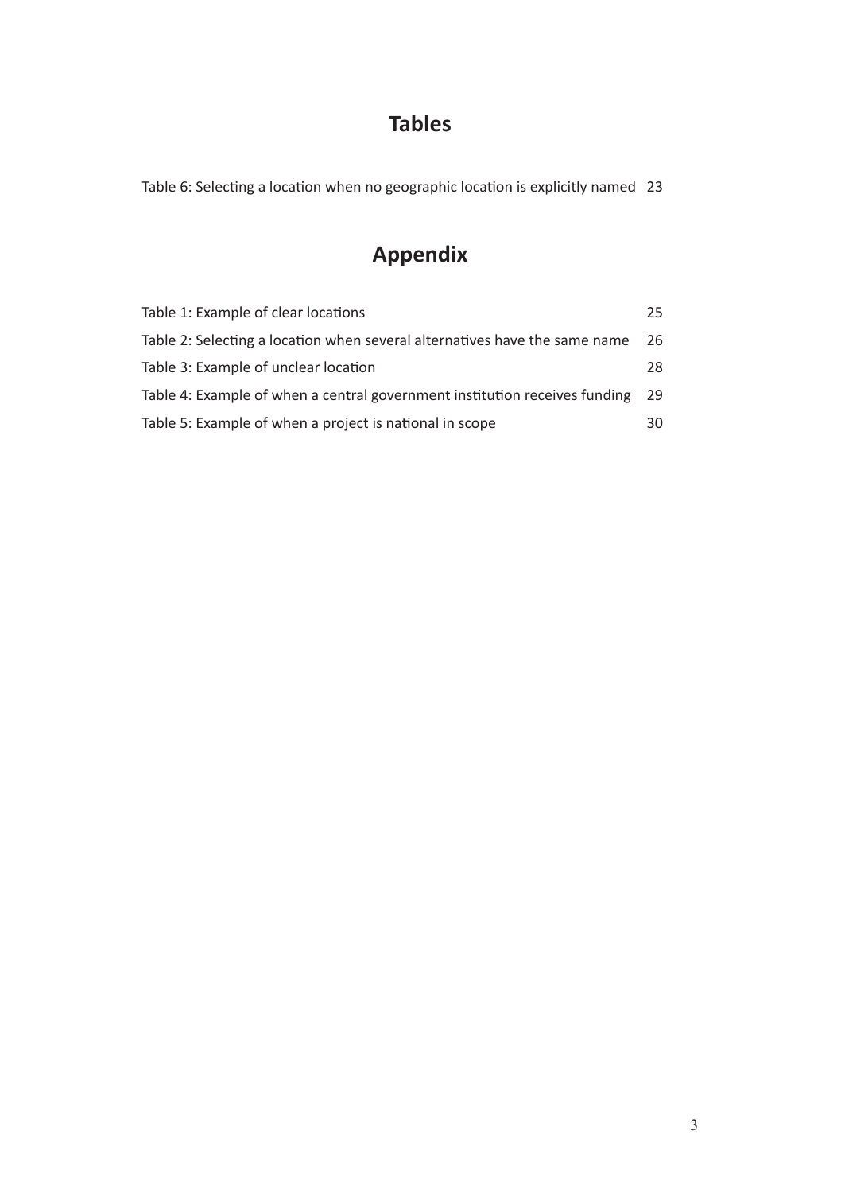# Tables

Table 6: Selecting a location when no geographic location is explicitly named 23

# Appendix

Table 1: Example of clear locations 25

Table 2: Selecting a location when several alternatives have the same name 26

Table 3: Example of unclear location 28

Table 4: Example of when a central government institution receives funding 29

Table 5: Example of when a project is national in scope 30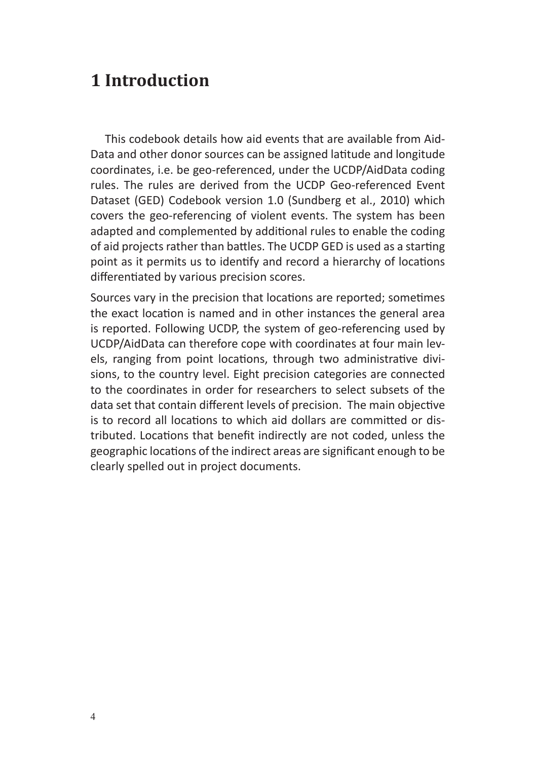# 1 Introduction

This codebook details how aid events that are available from AidData and other donor sources can be assigned latitude and longitude coordinates, i.e. be geo-referenced, under the UCDP/AidData coding rules. The rules are derived from the UCDP Geo-referenced Event Dataset (GED) Codebook version 1.0 (Sundberg et al., 2010) which covers the geo-referencing of violent events. The system has been adapted and complemented by additional rules to enable the coding of aid projects rather than battles. The UCDP GED is used as a starting point as it permits us to identify and record a hierarchy of locations differentiated by various precision scores.

Sources vary in the precision that locations are reported; sometimes the exact location is named and in other instances the general area is reported. Following UCDP, the system of geo-referencing used by UCDP/AidData can therefore cope with coordinates at four main levels, ranging from point locations, through two administrative divisions, to the country level. Eight precision categories are connected to the coordinates in order for researchers to select subsets of the data set that contain different levels of precision. The main objective is to record all locations to which aid dollars are committed or distributed. Locations that benefit indirectly are not coded, unless the geographic locations of the indirect areas are significant enough to be clearly spelled out in project documents.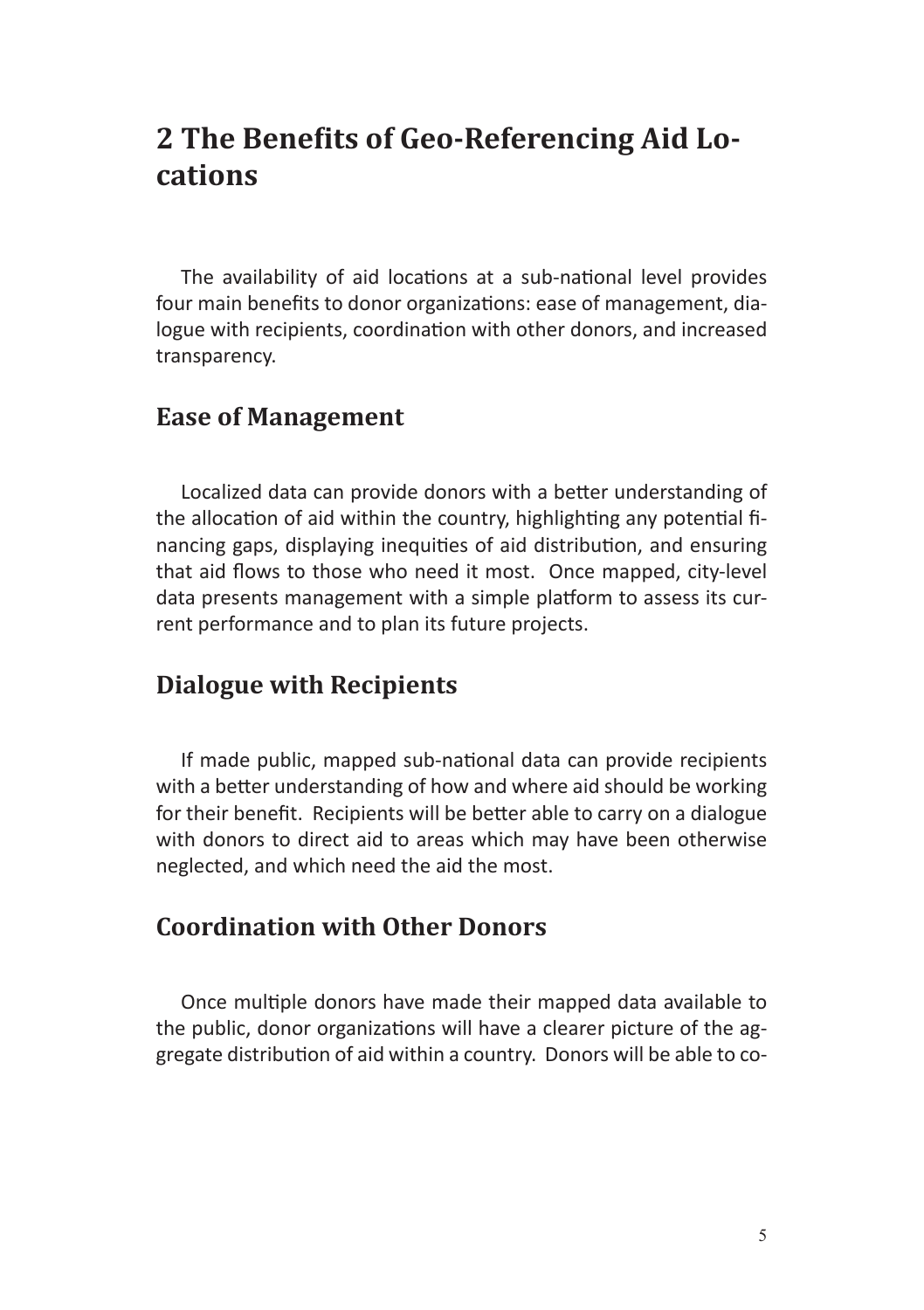# 2 The Benefits of Geo-Referencing Aid Locations

The availability of aid locations at a sub-national level provides four main benefits to donor organizations: ease of management, dialogue with recipients, coordination with other donors, and increased transparency.

## Ease of Management

Localized data can provide donors with a better understanding of the allocation of aid within the country, highlighting any potential financing gaps, displaying inequities of aid distribution, and ensuring that aid flows to those who need it most. Once mapped, city-level data presents management with a simple platform to assess its current performance and to plan its future projects.

## Dialogue with Recipients

If made public, mapped sub-national data can provide recipients with a better understanding of how and where aid should be working for their benefit. Recipients will be better able to carry on a dialogue with donors to direct aid to areas which may have been otherwise neglected, and which need the aid the most.

## Coordination with Other Donors

Once multiple donors have made their mapped data available to the public, donor organizations will have a clearer picture of the aggregate distribution of aid within a country. Donors will be able to co-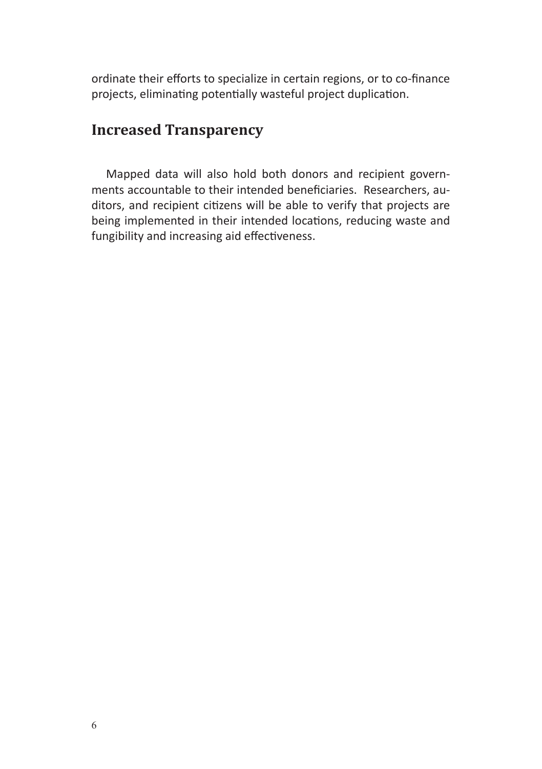ordinate their efforts to specialize in certain regions, or to co-finance projects, eliminating potentially wasteful project duplication.

## Increased Transparency

Mapped data will also hold both donors and recipient governments accountable to their intended beneficiaries. Researchers, auditors, and recipient citizens will be able to verify that projects are being implemented in their intended locations, reducing waste and fungibility and increasing aid effectiveness.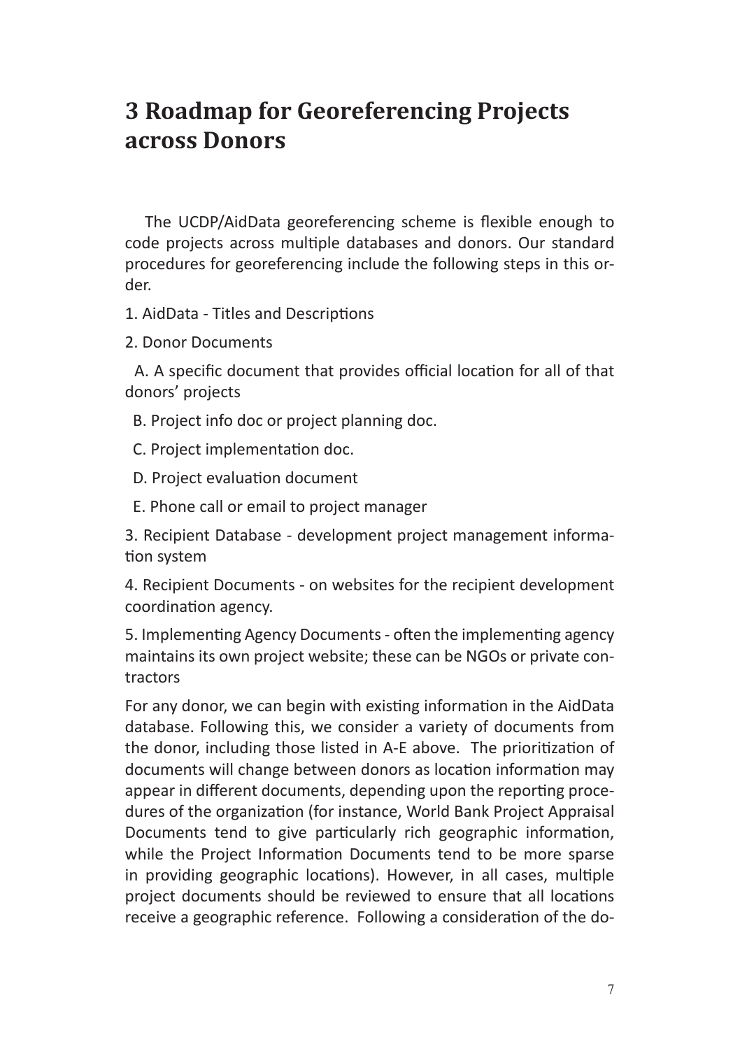# 3 Roadmap for Georeferencing Projects across Donors

The UCDP/AidData georeferencing scheme is flexible enough to code projects across multiple databases and donors. Our standard procedures for georeferencing include the following steps in this order.

1. AidData - Titles and Descriptions

2. Donor Documents

   A. A specific document that provides official location for all of that donors' projects

   B. Project info doc or project planning doc.

   C. Project implementation doc.

   D. Project evaluation document

   E. Phone call or email to project manager

3. Recipient Database - development project management information system

4. Recipient Documents - on websites for the recipient development coordination agency.

5. Implementing Agency Documents - often the implementing agency maintains its own project website; these can be NGOs or private contractors

For any donor, we can begin with existing information in the AidData database. Following this, we consider a variety of documents from the donor, including those listed in A-E above. The prioritization of documents will change between donors as location information may appear in different documents, depending upon the reporting procedures of the organization (for instance, World Bank Project Appraisal Documents tend to give particularly rich geographic information, while the Project Information Documents tend to be more sparse in providing geographic locations). However, in all cases, multiple project documents should be reviewed to ensure that all locations receive a geographic reference. Following a consideration of the do-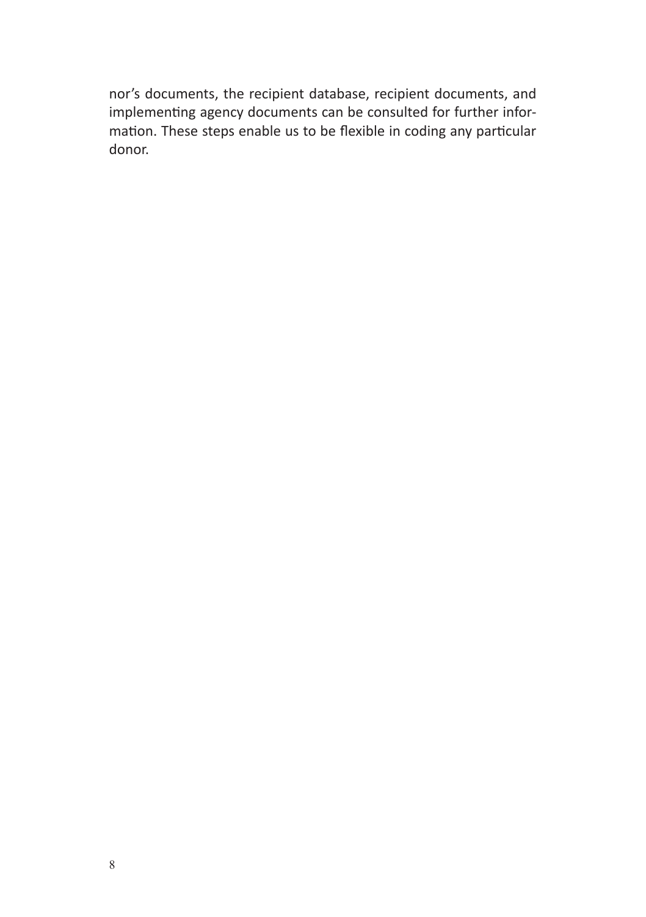nor's documents, the recipient database, recipient documents, and implementing agency documents can be consulted for further information. These steps enable us to be flexible in coding any particular donor.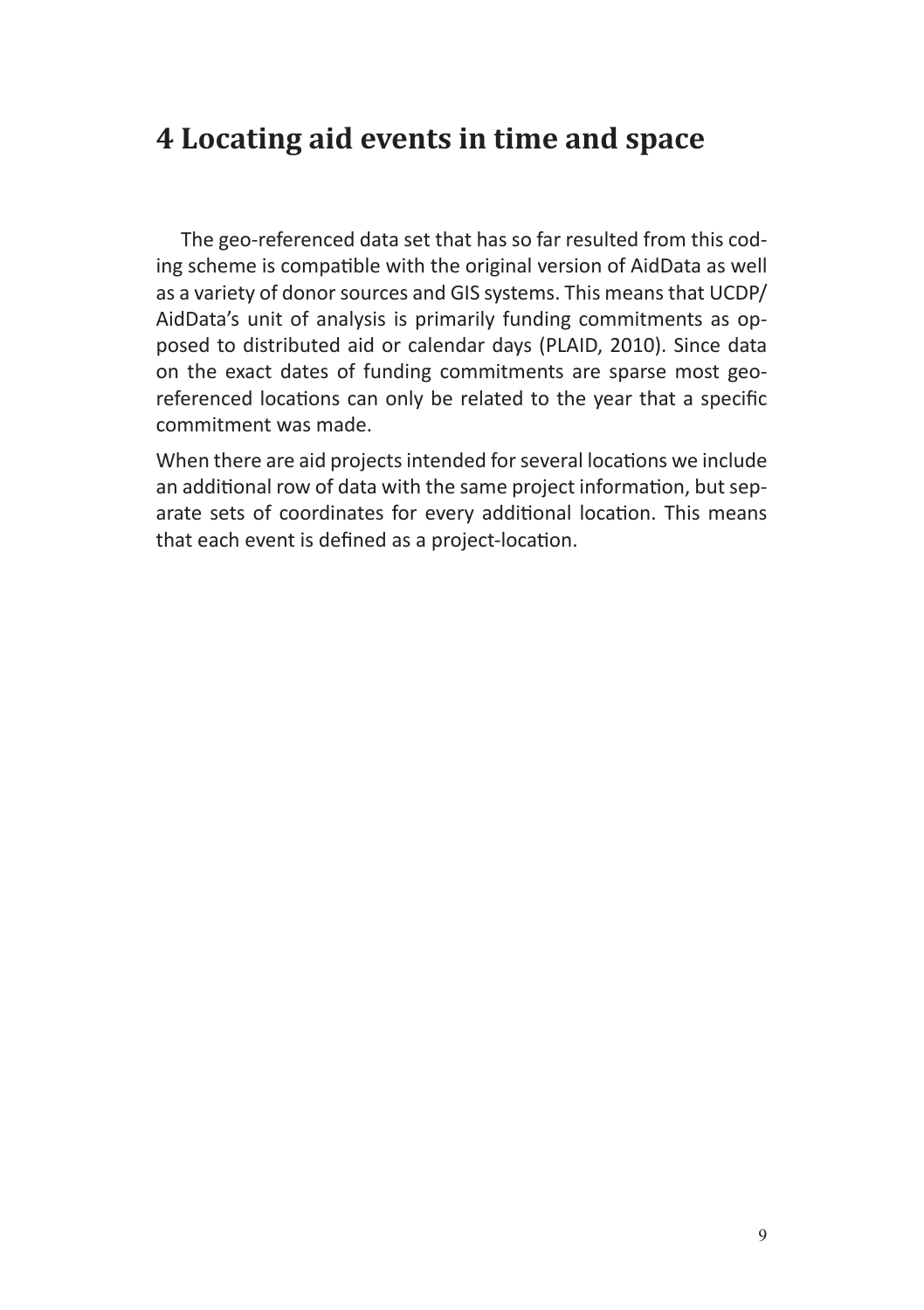# 4 Locating aid events in time and space

The geo-referenced data set that has so far resulted from this coding scheme is compatible with the original version of AidData as well as a variety of donor sources and GIS systems. This means that UCDP/AidData's unit of analysis is primarily funding commitments as opposed to distributed aid or calendar days (PLAID, 2010). Since data on the exact dates of funding commitments are sparse most geo-referenced locations can only be related to the year that a specific commitment was made.

When there are aid projects intended for several locations we include an additional row of data with the same project information, but separate sets of coordinates for every additional location. This means that each event is defined as a project-location.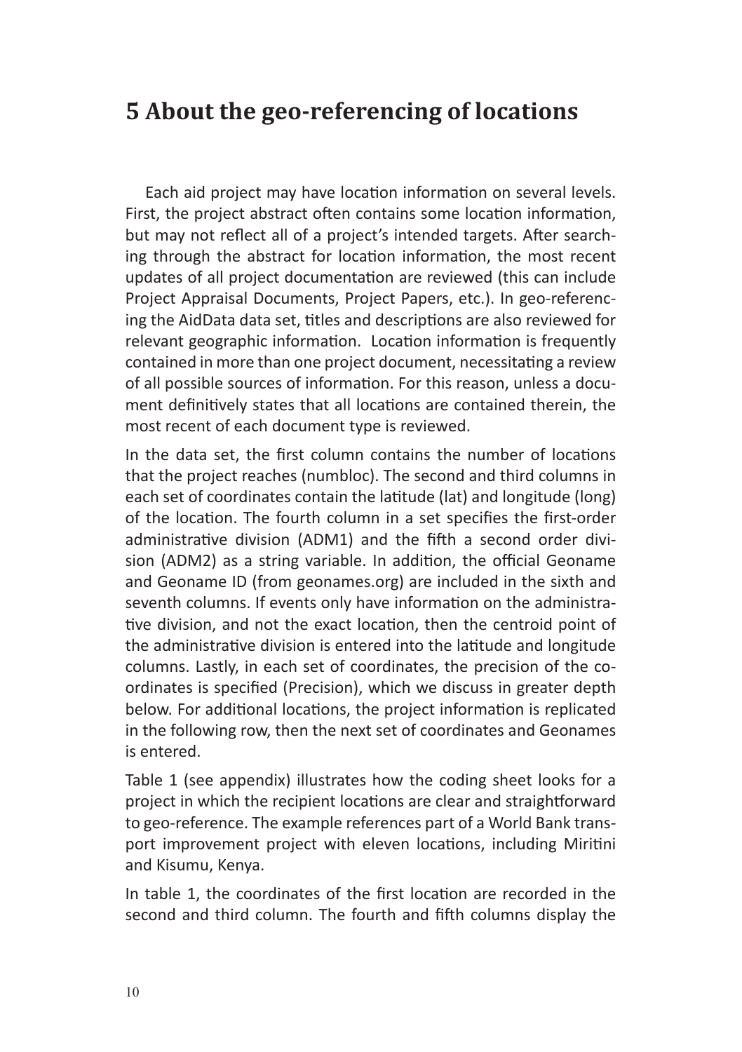## 5 About the geo-referencing of locations

Each aid project may have location information on several levels. First, the project abstract often contains some location information, but may not reflect all of a project's intended targets. After searching through the abstract for location information, the most recent updates of all project documentation are reviewed (this can include Project Appraisal Documents, Project Papers, etc.). In geo-referencing the AidData data set, titles and descriptions are also reviewed for relevant geographic information. Location information is frequently contained in more than one project document, necessitating a review of all possible sources of information. For this reason, unless a document definitively states that all locations are contained therein, the most recent of each document type is reviewed.

In the data set, the first column contains the number of locations that the project reaches (numbloc). The second and third columns in each set of coordinates contain the latitude (lat) and longitude (long) of the location. The fourth column in a set specifies the first-order administrative division (ADM1) and the fifth a second order division (ADM2) as a string variable. In addition, the official Geoname and Geoname ID (from geonames.org) are included in the sixth and seventh columns. If events only have information on the administrative division, and not the exact location, then the centroid point of the administrative division is entered into the latitude and longitude columns. Lastly, in each set of coordinates, the precision of the coordinates is specified (Precision), which we discuss in greater depth below. For additional locations, the project information is replicated in the following row, then the next set of coordinates and Geonames is entered.

Table 1 (see appendix) illustrates how the coding sheet looks for a project in which the recipient locations are clear and straightforward to geo-reference. The example references part of a World Bank transport improvement project with eleven locations, including Miritini and Kisumu, Kenya.

In table 1, the coordinates of the first location are recorded in the second and third column. The fourth and fifth columns display the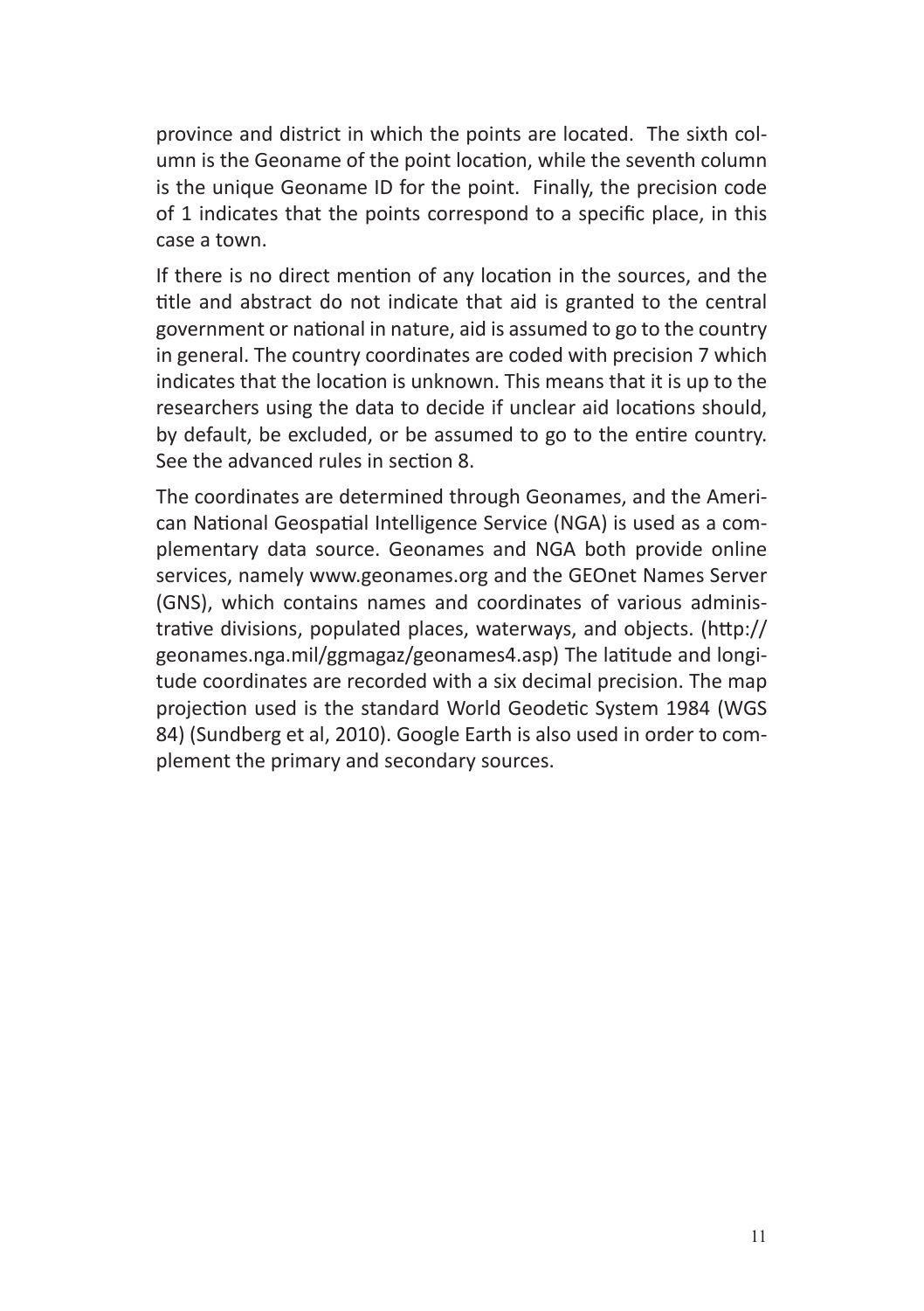province and district in which the points are located. The sixth column is the Geoname of the point location, while the seventh column is the unique Geoname ID for the point. Finally, the precision code of 1 indicates that the points correspond to a specific place, in this case a town.

If there is no direct mention of any location in the sources, and the title and abstract do not indicate that aid is granted to the central government or national in nature, aid is assumed to go to the country in general. The country coordinates are coded with precision 7 which indicates that the location is unknown. This means that it is up to the researchers using the data to decide if unclear aid locations should, by default, be excluded, or be assumed to go to the entire country. See the advanced rules in section 8.

The coordinates are determined through Geonames, and the American National Geospatial Intelligence Service (NGA) is used as a complementary data source. Geonames and NGA both provide online services, namely www.geonames.org and the GEOnet Names Server (GNS), which contains names and coordinates of various administrative divisions, populated places, waterways, and objects. (http://geonames.nga.mil/ggmagaz/geonames4.asp) The latitude and longitude coordinates are recorded with a six decimal precision. The map projection used is the standard World Geodetic System 1984 (WGS 84) (Sundberg et al, 2010). Google Earth is also used in order to complement the primary and secondary sources.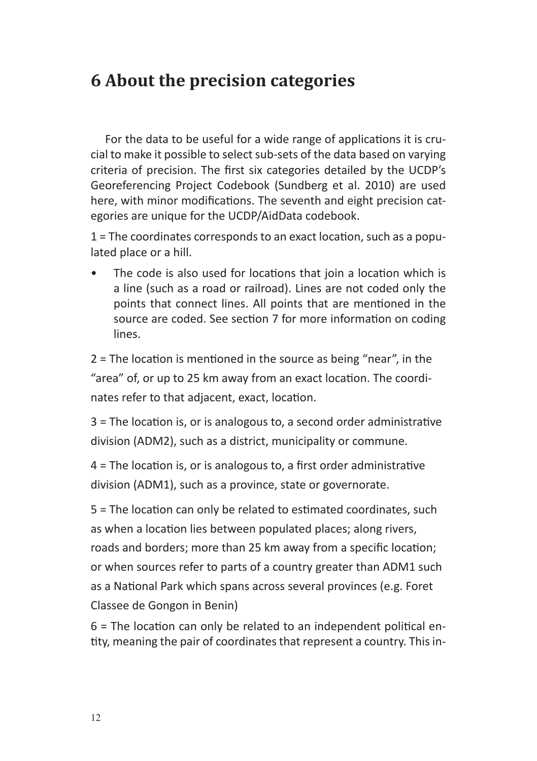# 6 About the precision categories

For the data to be useful for a wide range of applications it is crucial to make it possible to select sub-sets of the data based on varying criteria of precision. The first six categories detailed by the UCDP's Georeferencing Project Codebook (Sundberg et al. 2010) are used here, with minor modifications. The seventh and eight precision categories are unique for the UCDP/AidData codebook.

1 = The coordinates corresponds to an exact location, such as a populated place or a hill.

- The code is also used for locations that join a location which is a line (such as a road or railroad). Lines are not coded only the points that connect lines. All points that are mentioned in the source are coded. See section 7 for more information on coding lines.

2 = The location is mentioned in the source as being "near", in the "area" of, or up to 25 km away from an exact location. The coordinates refer to that adjacent, exact, location.

3 = The location is, or is analogous to, a second order administrative division (ADM2), such as a district, municipality or commune.

4 = The location is, or is analogous to, a first order administrative division (ADM1), such as a province, state or governorate.

5 = The location can only be related to estimated coordinates, such as when a location lies between populated places; along rivers, roads and borders; more than 25 km away from a specific location; or when sources refer to parts of a country greater than ADM1 such as a National Park which spans across several provinces (e.g. Foret Classee de Gongon in Benin)

6 = The location can only be related to an independent political entity, meaning the pair of coordinates that represent a country. This in-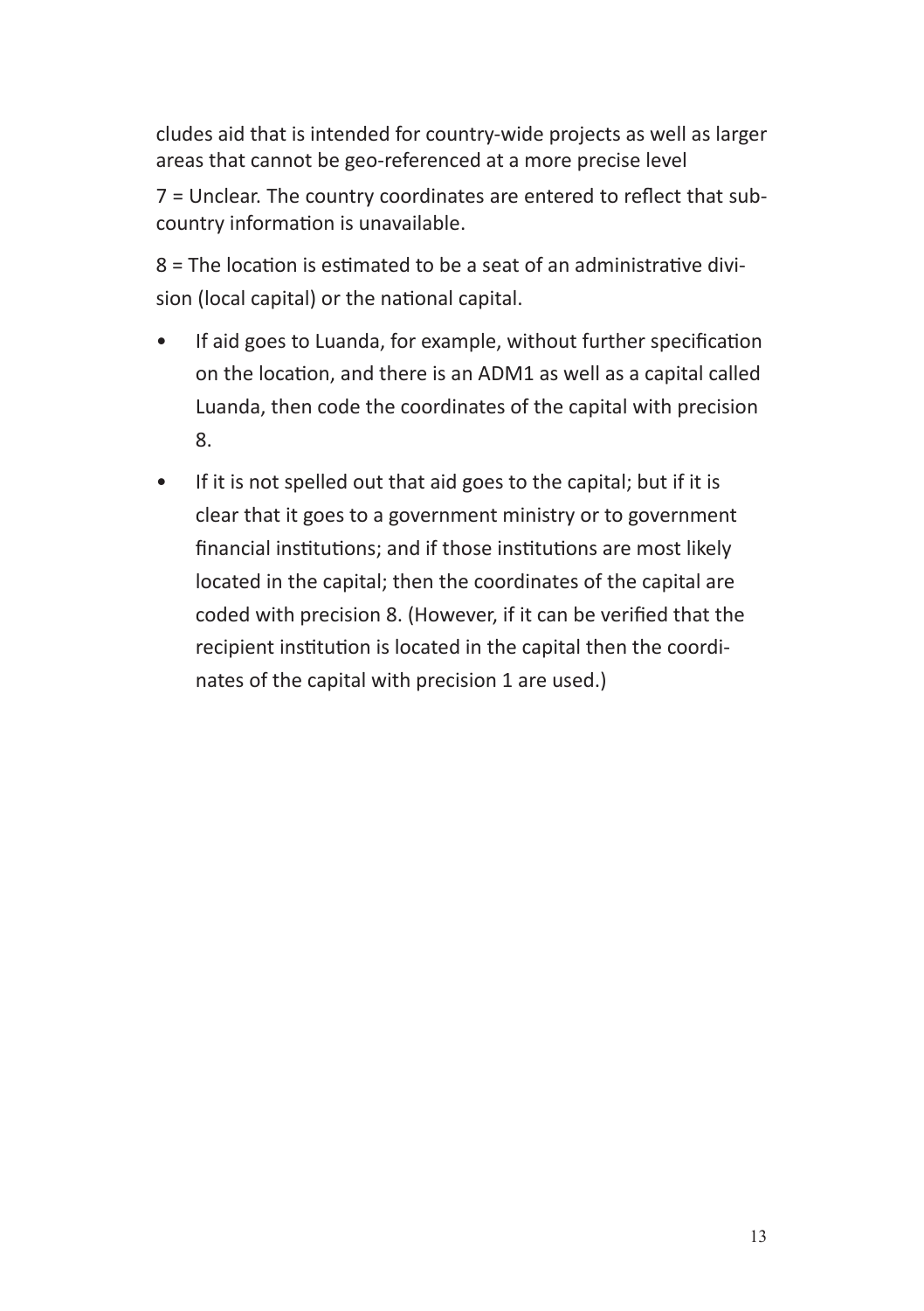cludes aid that is intended for country-wide projects as well as larger areas that cannot be geo-referenced at a more precise level

7 = Unclear. The country coordinates are entered to reflect that sub-country information is unavailable.

8 = The location is estimated to be a seat of an administrative division (local capital) or the national capital.

- If aid goes to Luanda, for example, without further specification on the location, and there is an ADM1 as well as a capital called Luanda, then code the coordinates of the capital with precision 8.
- If it is not spelled out that aid goes to the capital; but if it is clear that it goes to a government ministry or to government financial institutions; and if those institutions are most likely located in the capital; then the coordinates of the capital are coded with precision 8. (However, if it can be verified that the recipient institution is located in the capital then the coordinates of the capital with precision 1 are used.)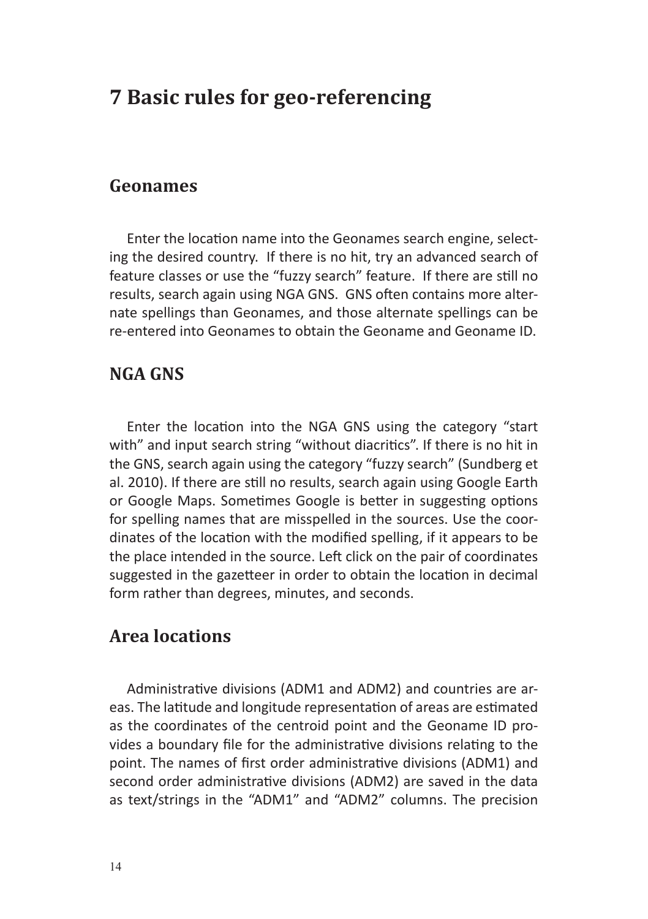# 7 Basic rules for geo-referencing

## Geonames

Enter the location name into the Geonames search engine, selecting the desired country. If there is no hit, try an advanced search of feature classes or use the "fuzzy search" feature. If there are still no results, search again using NGA GNS. GNS often contains more alternate spellings than Geonames, and those alternate spellings can be re-entered into Geonames to obtain the Geoname and Geoname ID.

## NGA GNS

Enter the location into the NGA GNS using the category "start with" and input search string "without diacritics". If there is no hit in the GNS, search again using the category "fuzzy search" (Sundberg et al. 2010). If there are still no results, search again using Google Earth or Google Maps. Sometimes Google is better in suggesting options for spelling names that are misspelled in the sources. Use the coordinates of the location with the modified spelling, if it appears to be the place intended in the source. Left click on the pair of coordinates suggested in the gazetteer in order to obtain the location in decimal form rather than degrees, minutes, and seconds.

## Area locations

Administrative divisions (ADM1 and ADM2) and countries are areas. The latitude and longitude representation of areas are estimated as the coordinates of the centroid point and the Geoname ID provides a boundary file for the administrative divisions relating to the point. The names of first order administrative divisions (ADM1) and second order administrative divisions (ADM2) are saved in the data as text/strings in the "ADM1" and "ADM2" columns. The precision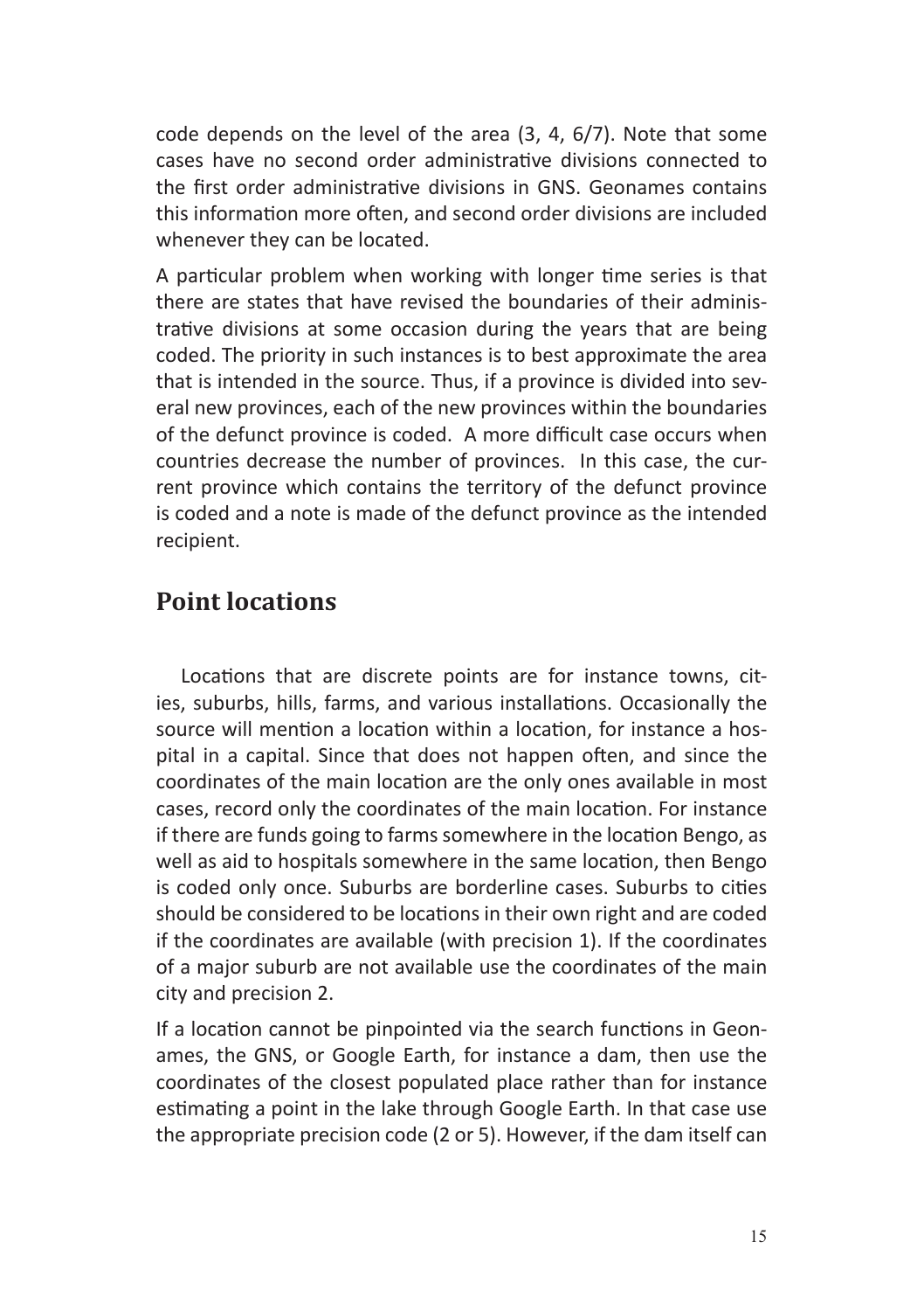code depends on the level of the area (3, 4, 6/7). Note that some cases have no second order administrative divisions connected to the first order administrative divisions in GNS. Geonames contains this information more often, and second order divisions are included whenever they can be located.

A particular problem when working with longer time series is that there are states that have revised the boundaries of their administrative divisions at some occasion during the years that are being coded. The priority in such instances is to best approximate the area that is intended in the source. Thus, if a province is divided into several new provinces, each of the new provinces within the boundaries of the defunct province is coded. A more difficult case occurs when countries decrease the number of provinces. In this case, the current province which contains the territory of the defunct province is coded and a note is made of the defunct province as the intended recipient.

## Point locations

Locations that are discrete points are for instance towns, cities, suburbs, hills, farms, and various installations. Occasionally the source will mention a location within a location, for instance a hospital in a capital. Since that does not happen often, and since the coordinates of the main location are the only ones available in most cases, record only the coordinates of the main location. For instance if there are funds going to farms somewhere in the location Bengo, as well as aid to hospitals somewhere in the same location, then Bengo is coded only once. Suburbs are borderline cases. Suburbs to cities should be considered to be locations in their own right and are coded if the coordinates are available (with precision 1). If the coordinates of a major suburb are not available use the coordinates of the main city and precision 2.

If a location cannot be pinpointed via the search functions in Geonames, the GNS, or Google Earth, for instance a dam, then use the coordinates of the closest populated place rather than for instance estimating a point in the lake through Google Earth. In that case use the appropriate precision code (2 or 5). However, if the dam itself can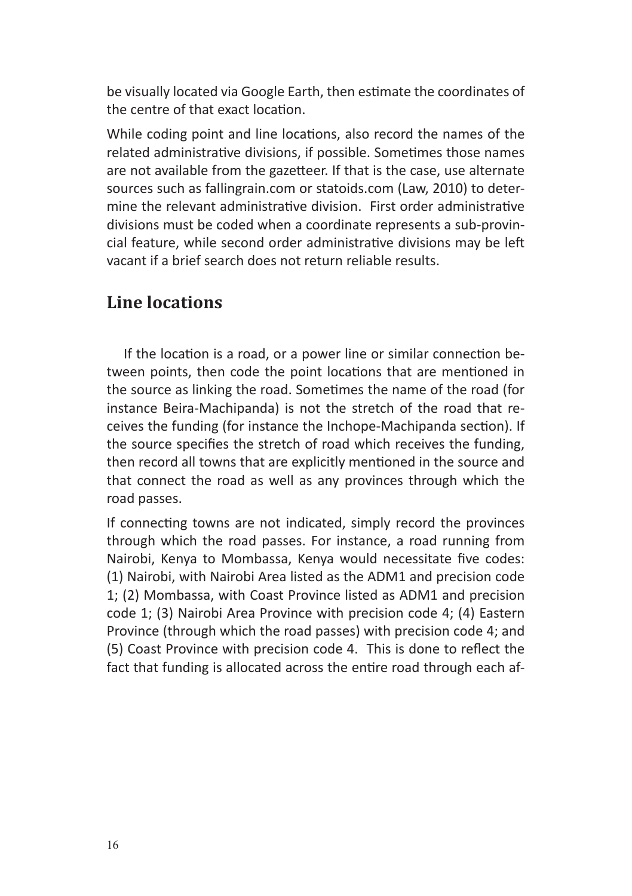be visually located via Google Earth, then estimate the coordinates of the centre of that exact location.

While coding point and line locations, also record the names of the related administrative divisions, if possible. Sometimes those names are not available from the gazetteer. If that is the case, use alternate sources such as fallingrain.com or statoids.com (Law, 2010) to determine the relevant administrative division. First order administrative divisions must be coded when a coordinate represents a sub-provincial feature, while second order administrative divisions may be left vacant if a brief search does not return reliable results.

## Line locations

If the location is a road, or a power line or similar connection between points, then code the point locations that are mentioned in the source as linking the road. Sometimes the name of the road (for instance Beira-Machipanda) is not the stretch of the road that receives the funding (for instance the Inchope-Machipanda section). If the source specifies the stretch of road which receives the funding, then record all towns that are explicitly mentioned in the source and that connect the road as well as any provinces through which the road passes.

If connecting towns are not indicated, simply record the provinces through which the road passes. For instance, a road running from Nairobi, Kenya to Mombassa, Kenya would necessitate five codes: (1) Nairobi, with Nairobi Area listed as the ADM1 and precision code 1; (2) Mombassa, with Coast Province listed as ADM1 and precision code 1; (3) Nairobi Area Province with precision code 4; (4) Eastern Province (through which the road passes) with precision code 4; and (5) Coast Province with precision code 4. This is done to reflect the fact that funding is allocated across the entire road through each af-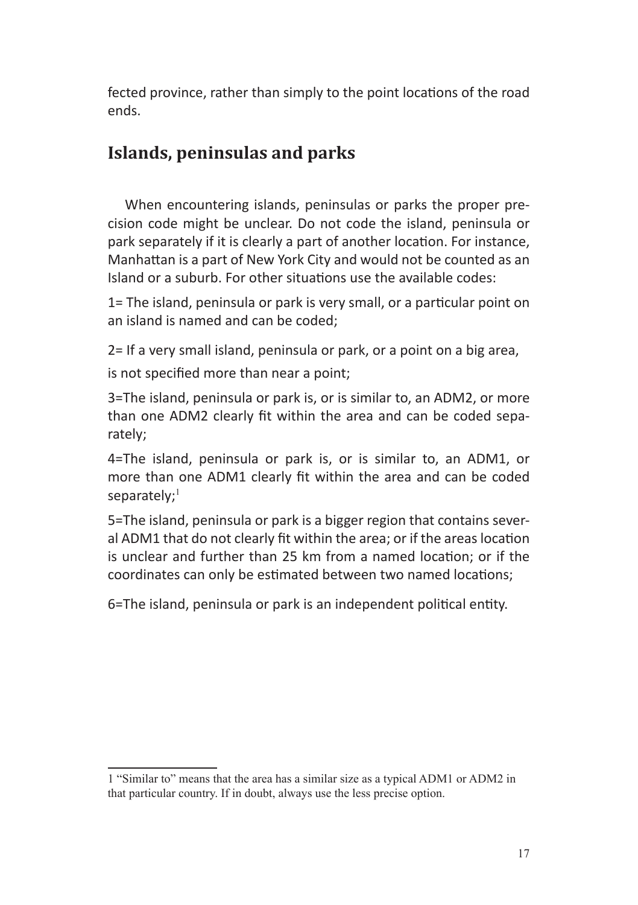fected province, rather than simply to the point locations of the road ends.

## Islands, peninsulas and parks

When encountering islands, peninsulas or parks the proper precision code might be unclear. Do not code the island, peninsula or park separately if it is clearly a part of another location. For instance, Manhattan is a part of New York City and would not be counted as an Island or a suburb. For other situations use the available codes:

1= The island, peninsula or park is very small, or a particular point on an island is named and can be coded;

2= If a very small island, peninsula or park, or a point on a big area, is not specified more than near a point;

3=The island, peninsula or park is, or is similar to, an ADM2, or more than one ADM2 clearly fit within the area and can be coded separately;

4=The island, peninsula or park is, or is similar to, an ADM1, or more than one ADM1 clearly fit within the area and can be coded separately;[1]

5=The island, peninsula or park is a bigger region that contains several ADM1 that do not clearly fit within the area; or if the areas location is unclear and further than 25 km from a named location; or if the coordinates can only be estimated between two named locations;

6=The island, peninsula or park is an independent political entity.

---

1 "Similar to" means that the area has a similar size as a typical ADM1 or ADM2 in that particular country. If in doubt, always use the less precise option.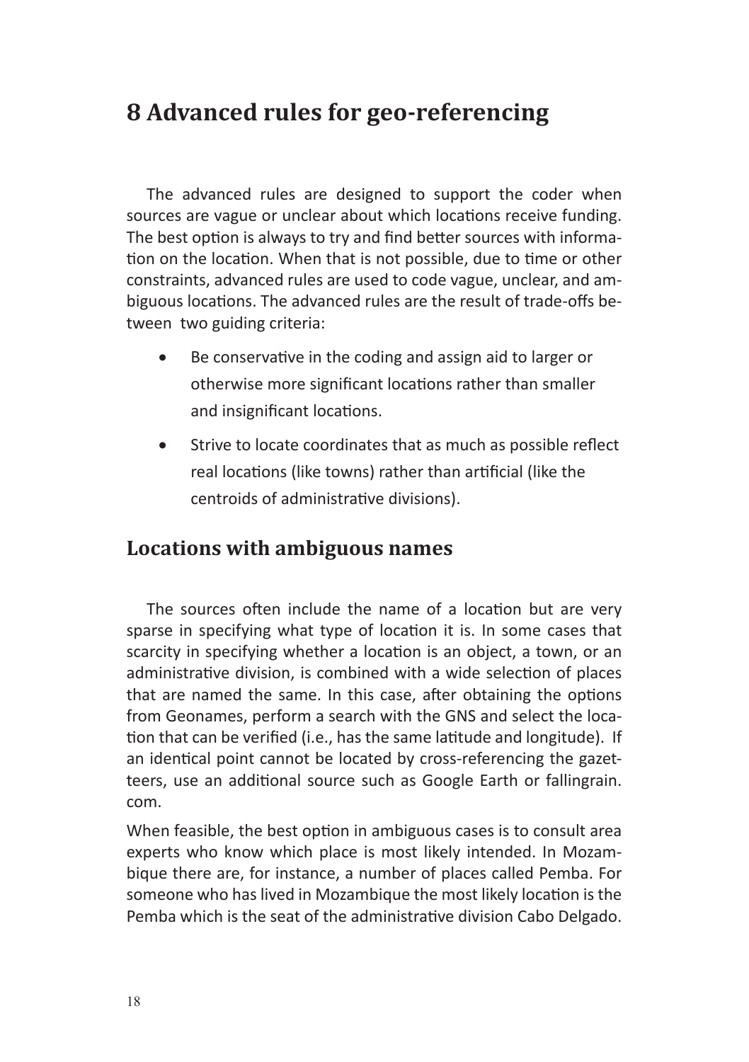# 8 Advanced rules for geo-referencing

The advanced rules are designed to support the coder when sources are vague or unclear about which locations receive funding. The best option is always to try and find better sources with information on the location. When that is not possible, due to time or other constraints, advanced rules are used to code vague, unclear, and ambiguous locations. The advanced rules are the result of trade-offs between two guiding criteria:

- Be conservative in the coding and assign aid to larger or otherwise more significant locations rather than smaller and insignificant locations.
- Strive to locate coordinates that as much as possible reflect real locations (like towns) rather than artificial (like the centroids of administrative divisions).

## Locations with ambiguous names

The sources often include the name of a location but are very sparse in specifying what type of location it is. In some cases that scarcity in specifying whether a location is an object, a town, or an administrative division, is combined with a wide selection of places that are named the same. In this case, after obtaining the options from Geonames, perform a search with the GNS and select the location that can be verified (i.e., has the same latitude and longitude). If an identical point cannot be located by cross-referencing the gazetteers, use an additional source such as Google Earth or fallingrain.com.

When feasible, the best option in ambiguous cases is to consult area experts who know which place is most likely intended. In Mozambique there are, for instance, a number of places called Pemba. For someone who has lived in Mozambique the most likely location is the Pemba which is the seat of the administrative division Cabo Delgado.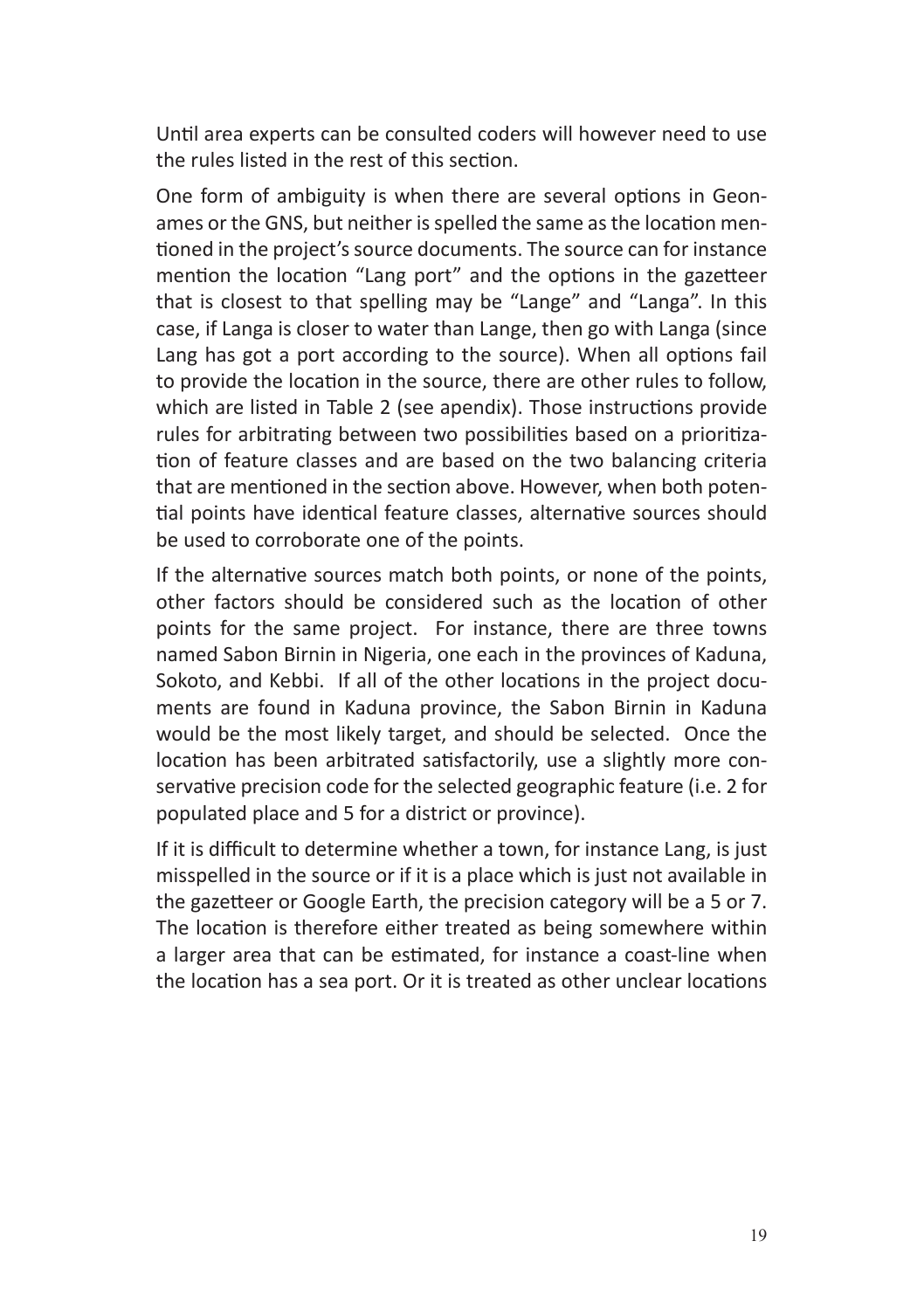Until area experts can be consulted coders will however need to use the rules listed in the rest of this section.

One form of ambiguity is when there are several options in Geonames or the GNS, but neither is spelled the same as the location mentioned in the project's source documents. The source can for instance mention the location "Lang port" and the options in the gazetteer that is closest to that spelling may be "Lange" and "Langa". In this case, if Langa is closer to water than Lange, then go with Langa (since Lang has got a port according to the source). When all options fail to provide the location in the source, there are other rules to follow, which are listed in Table 2 (see apendix). Those instructions provide rules for arbitrating between two possibilities based on a prioritization of feature classes and are based on the two balancing criteria that are mentioned in the section above. However, when both potential points have identical feature classes, alternative sources should be used to corroborate one of the points.

If the alternative sources match both points, or none of the points, other factors should be considered such as the location of other points for the same project. For instance, there are three towns named Sabon Birnin in Nigeria, one each in the provinces of Kaduna, Sokoto, and Kebbi. If all of the other locations in the project documents are found in Kaduna province, the Sabon Birnin in Kaduna would be the most likely target, and should be selected. Once the location has been arbitrated satisfactorily, use a slightly more conservative precision code for the selected geographic feature (i.e. 2 for populated place and 5 for a district or province).

If it is difficult to determine whether a town, for instance Lang, is just misspelled in the source or if it is a place which is just not available in the gazetteer or Google Earth, the precision category will be a 5 or 7. The location is therefore either treated as being somewhere within a larger area that can be estimated, for instance a coast-line when the location has a sea port. Or it is treated as other unclear locations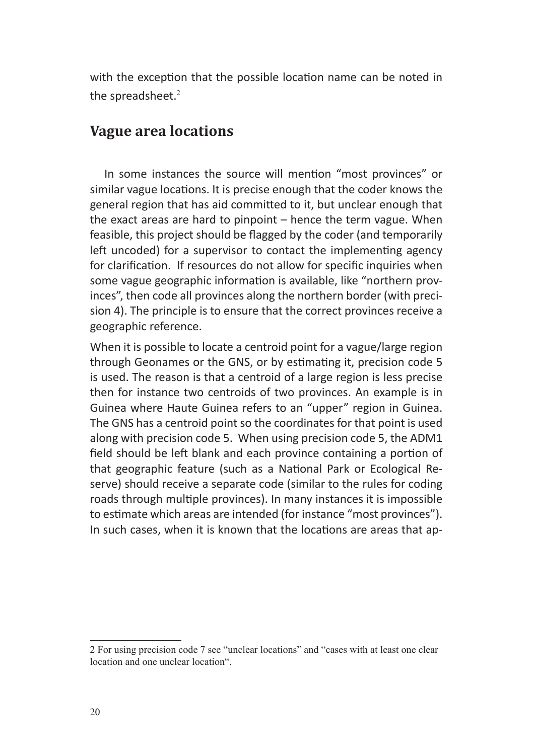with the exception that the possible location name can be noted in the spreadsheet.[2]

## Vague area locations

In some instances the source will mention "most provinces" or similar vague locations. It is precise enough that the coder knows the general region that has aid committed to it, but unclear enough that the exact areas are hard to pinpoint – hence the term vague. When feasible, this project should be flagged by the coder (and temporarily left uncoded) for a supervisor to contact the implementing agency for clarification. If resources do not allow for specific inquiries when some vague geographic information is available, like "northern provinces", then code all provinces along the northern border (with precision 4). The principle is to ensure that the correct provinces receive a geographic reference.

When it is possible to locate a centroid point for a vague/large region through Geonames or the GNS, or by estimating it, precision code 5 is used. The reason is that a centroid of a large region is less precise then for instance two centroids of two provinces. An example is in Guinea where Haute Guinea refers to an "upper" region in Guinea. The GNS has a centroid point so the coordinates for that point is used along with precision code 5. When using precision code 5, the ADM1 field should be left blank and each province containing a portion of that geographic feature (such as a National Park or Ecological Reserve) should receive a separate code (similar to the rules for coding roads through multiple provinces). In many instances it is impossible to estimate which areas are intended (for instance "most provinces"). In such cases, when it is known that the locations are areas that ap-

---

2 For using precision code 7 see "unclear locations" and "cases with at least one clear location and one unclear location".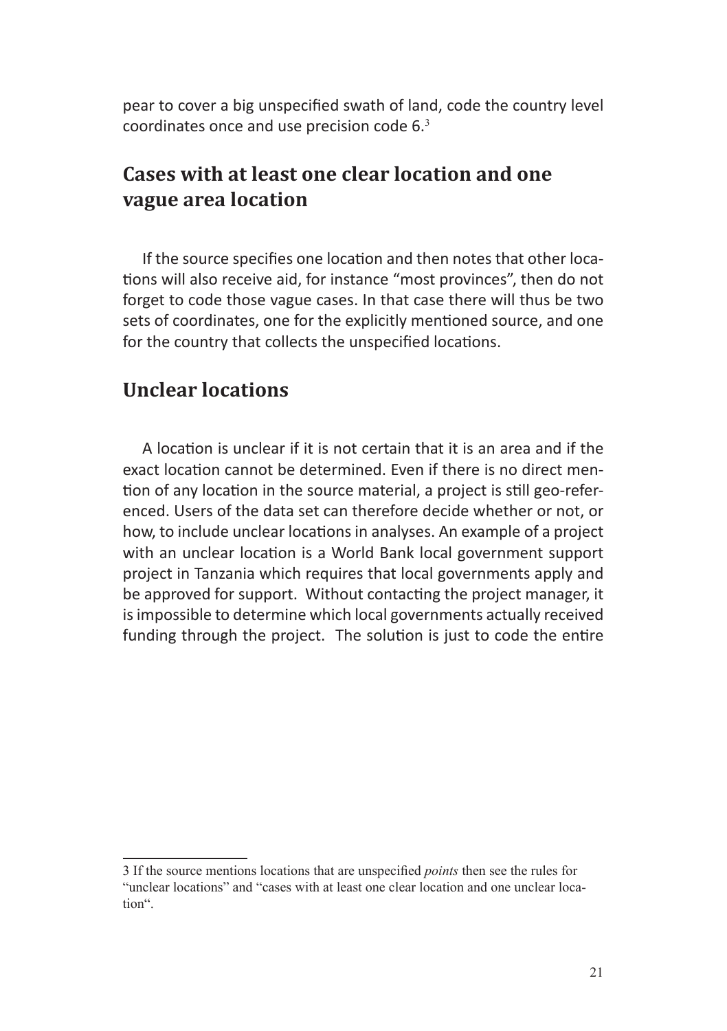pear to cover a big unspecified swath of land, code the country level coordinates once and use precision code 6.[3]

## Cases with at least one clear location and one vague area location

If the source specifies one location and then notes that other locations will also receive aid, for instance "most provinces", then do not forget to code those vague cases. In that case there will thus be two sets of coordinates, one for the explicitly mentioned source, and one for the country that collects the unspecified locations.

## Unclear locations

A location is unclear if it is not certain that it is an area and if the exact location cannot be determined. Even if there is no direct mention of any location in the source material, a project is still geo-referenced. Users of the data set can therefore decide whether or not, or how, to include unclear locations in analyses. An example of a project with an unclear location is a World Bank local government support project in Tanzania which requires that local governments apply and be approved for support. Without contacting the project manager, it is impossible to determine which local governments actually received funding through the project. The solution is just to code the entire

---

3 If the source mentions locations that are unspecified *points* then see the rules for "unclear locations" and "cases with at least one clear location and one unclear location".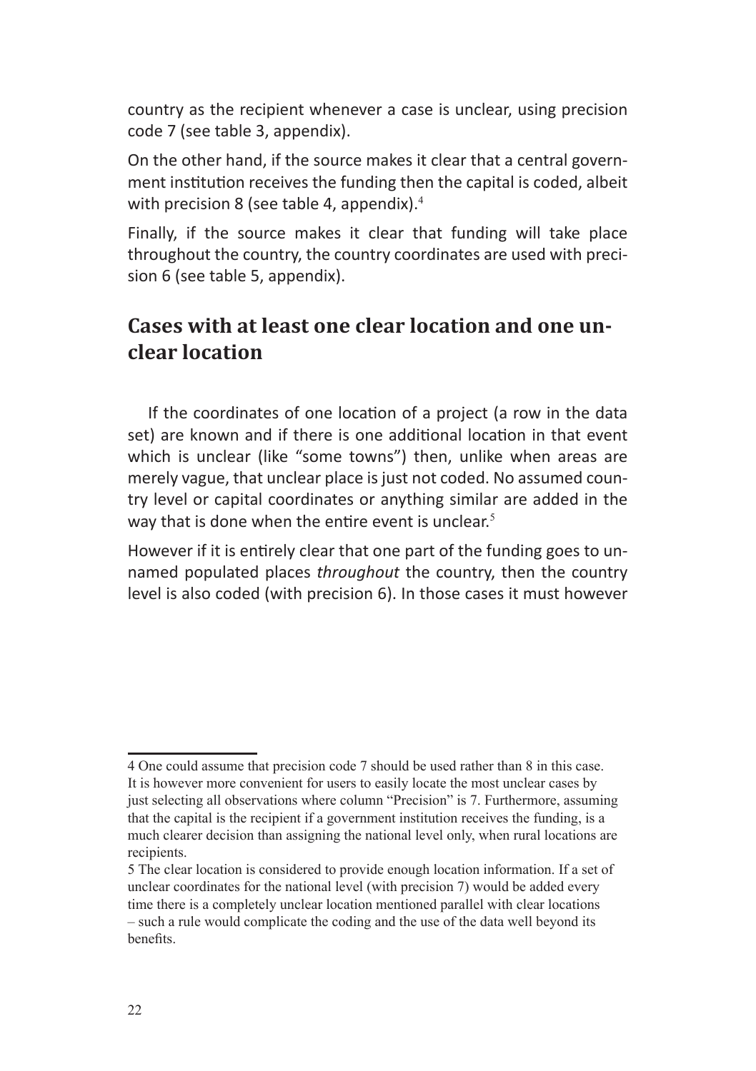country as the recipient whenever a case is unclear, using precision code 7 (see table 3, appendix).

On the other hand, if the source makes it clear that a central government institution receives the funding then the capital is coded, albeit with precision 8 (see table 4, appendix).[4]

Finally, if the source makes it clear that funding will take place throughout the country, the country coordinates are used with precision 6 (see table 5, appendix).

## Cases with at least one clear location and one unclear location

If the coordinates of one location of a project (a row in the data set) are known and if there is one additional location in that event which is unclear (like "some towns") then, unlike when areas are merely vague, that unclear place is just not coded. No assumed country level or capital coordinates or anything similar are added in the way that is done when the entire event is unclear.[5]

However if it is entirely clear that one part of the funding goes to unnamed populated places *throughout* the country, then the country level is also coded (with precision 6). In those cases it must however

---

4 One could assume that precision code 7 should be used rather than 8 in this case. It is however more convenient for users to easily locate the most unclear cases by just selecting all observations where column "Precision" is 7. Furthermore, assuming that the capital is the recipient if a government institution receives the funding, is a much clearer decision than assigning the national level only, when rural locations are recipients.

5 The clear location is considered to provide enough location information. If a set of unclear coordinates for the national level (with precision 7) would be added every time there is a completely unclear location mentioned parallel with clear locations – such a rule would complicate the coding and the use of the data well beyond its benefits.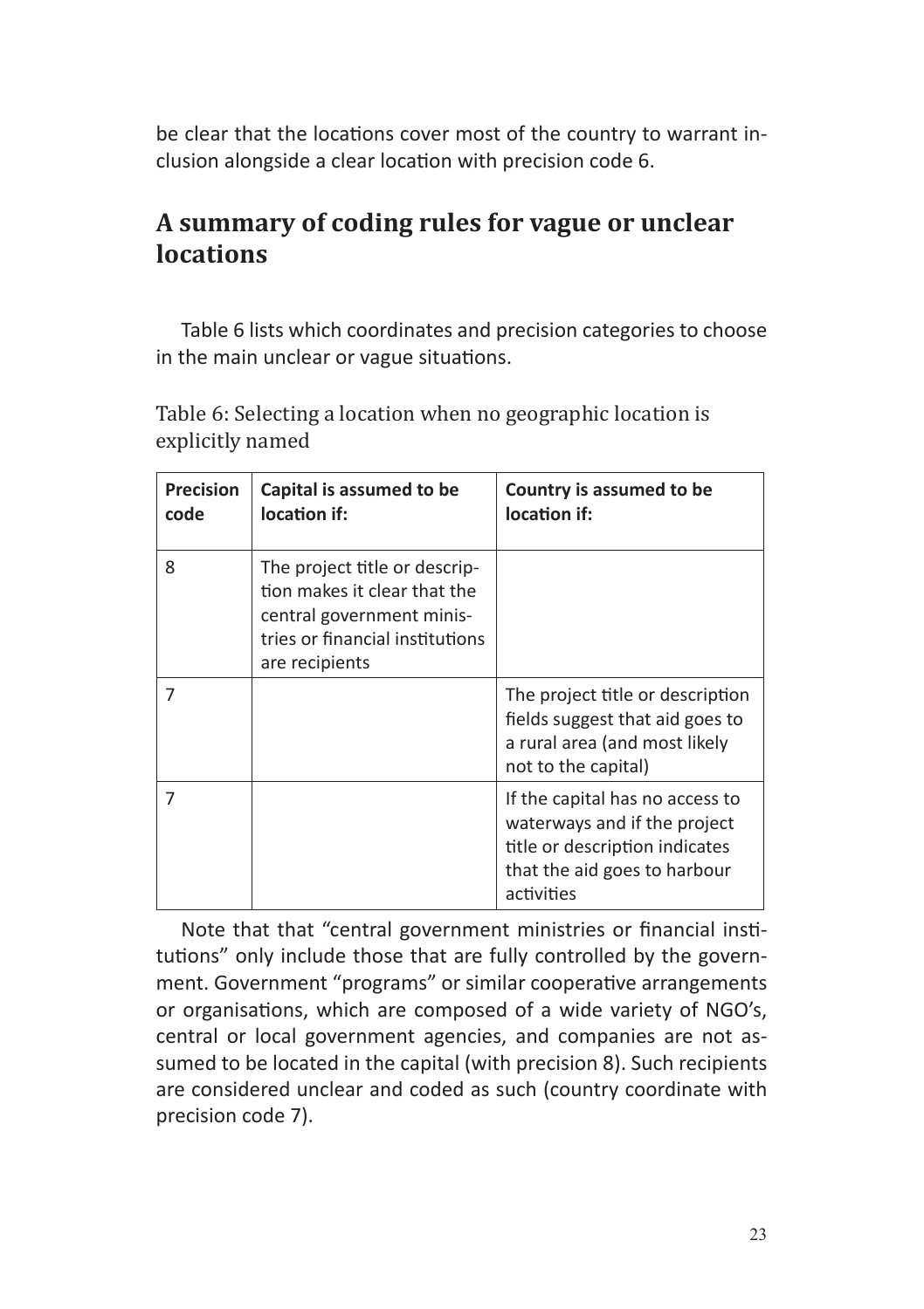be clear that the locations cover most of the country to warrant inclusion alongside a clear location with precision code 6.

## A summary of coding rules for vague or unclear locations

Table 6 lists which coordinates and precision categories to choose in the main unclear or vague situations.

Table 6: Selecting a location when no geographic location is explicitly named

| Precision code | Capital is assumed to be location if: | Country is assumed to be location if: |
|---|---|---|
| 8 | The project title or description makes it clear that the central government ministries or financial institutions are recipients | |
| 7 | | The project title or description fields suggest that aid goes to a rural area (and most likely not to the capital) |
| 7 | | If the capital has no access to waterways and if the project title or description indicates that the aid goes to harbour activities |

Note that that "central government ministries or financial institutions" only include those that are fully controlled by the government. Government "programs" or similar cooperative arrangements or organisations, which are composed of a wide variety of NGO's, central or local government agencies, and companies are not assumed to be located in the capital (with precision 8). Such recipients are considered unclear and coded as such (country coordinate with precision code 7).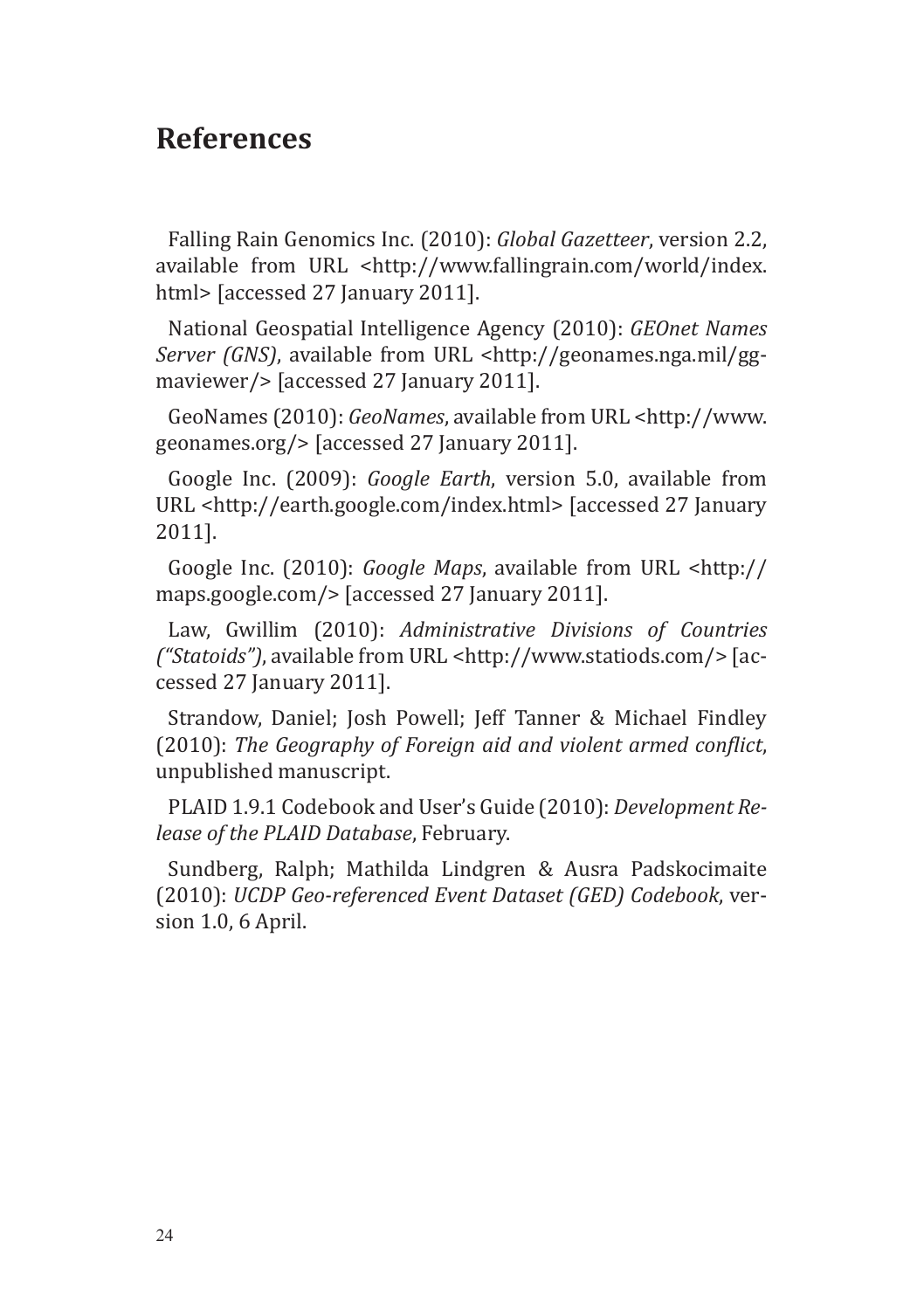## References

Falling Rain Genomics Inc. (2010): *Global Gazetteer*, version 2.2, available from URL <http://www.fallingrain.com/world/index.html> [accessed 27 January 2011].

National Geospatial Intelligence Agency (2010): *GEOnet Names Server (GNS)*, available from URL <http://geonames.nga.mil/ggmaviewer/> [accessed 27 January 2011].

GeoNames (2010): *GeoNames*, available from URL <http://www.geonames.org/> [accessed 27 January 2011].

Google Inc. (2009): *Google Earth*, version 5.0, available from URL <http://earth.google.com/index.html> [accessed 27 January 2011].

Google Inc. (2010): *Google Maps*, available from URL <http://maps.google.com/> [accessed 27 January 2011].

Law, Gwillim (2010): *Administrative Divisions of Countries ("Statoids")*, available from URL <http://www.statiods.com/> [accessed 27 January 2011].

Strandow, Daniel; Josh Powell; Jeff Tanner & Michael Findley (2010): *The Geography of Foreign aid and violent armed conflict*, unpublished manuscript.

PLAID 1.9.1 Codebook and User's Guide (2010): *Development Release of the PLAID Database*, February.

Sundberg, Ralph; Mathilda Lindgren & Ausra Padskocimaite (2010): *UCDP Geo-referenced Event Dataset (GED) Codebook*, version 1.0, 6 April.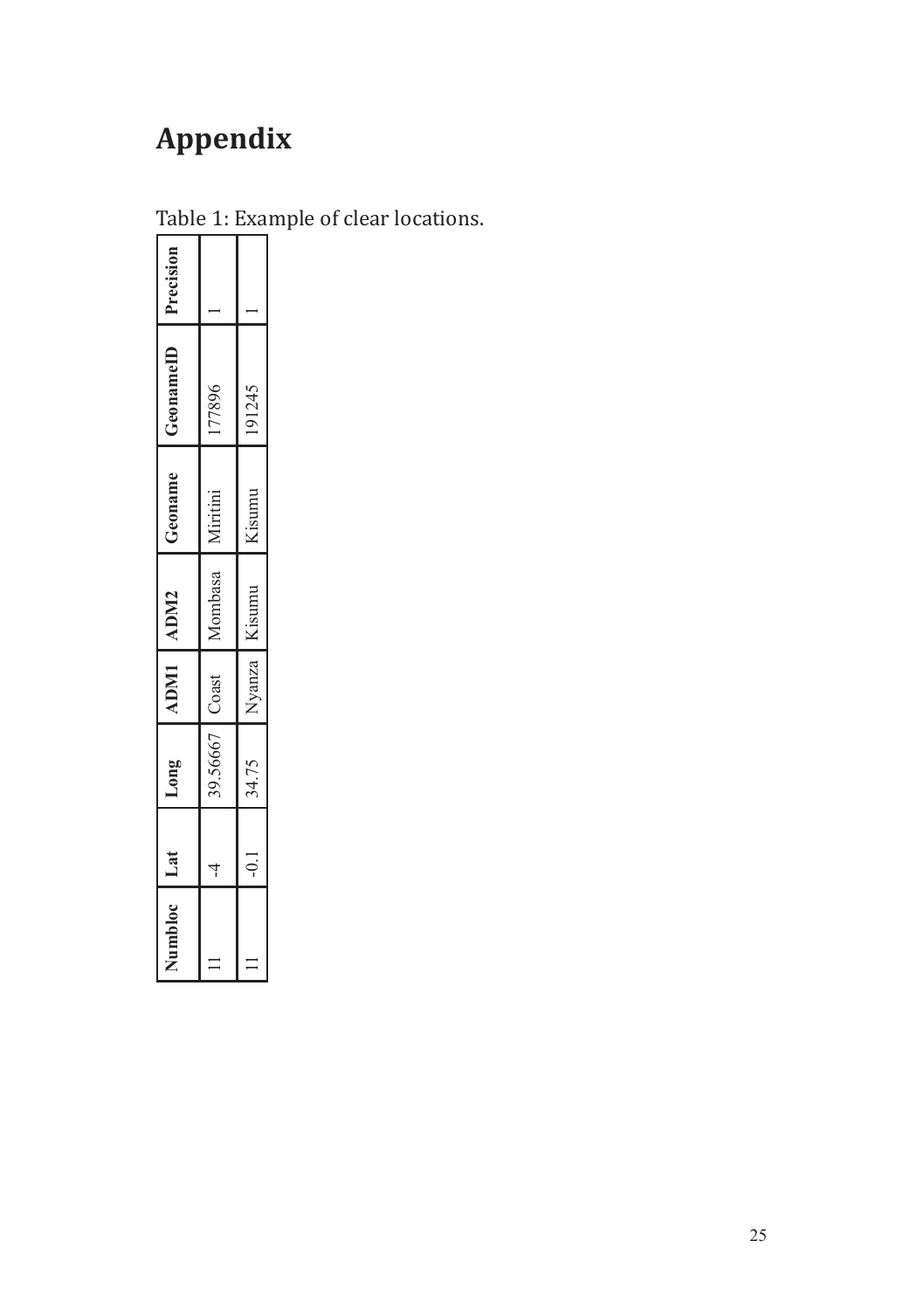# Appendix

Table 1: Example of clear locations.

| Numbloc | Lat | Long | ADM1 | ADM2 | Geoname | GeonameID | Precision |
|---|---|---|---|---|---|---|---|
| 11 | -4 | 39.56667 | Coast | Mombasa | Miritini | 177896 | 1 |
| 11 | -0.1 | 34.75 | Nyanza | Kisumu | Kisumu | 191245 | 1 |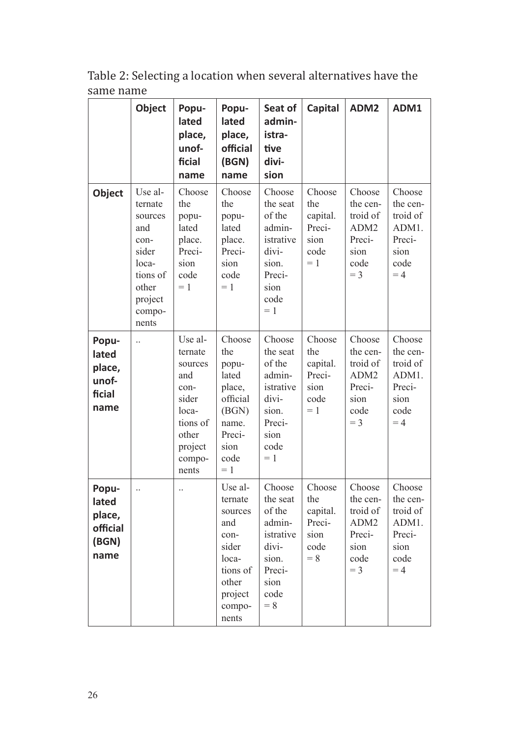Table 2: Selecting a location when several alternatives have the same name

| | Object | Populated place, unofficial name | Populated place, official (BGN) name | Seat of administrative division | Capital | ADM2 | ADM1 |
|---|---|---|---|---|---|---|---|
| **Object** | Use alternate sources and consider locations of other project components | Choose the populated place. Precision code = 1 | Choose the populated place. Precision code = 1 | Choose the seat of the administrative division. Precision code = 1 | Choose the capital. Precision code = 1 | Choose the centroid of ADM2 Precision code = 3 | Choose the centroid of ADM1. Precision code = 4 |
| **Populated place, unofficial name** | .. | Use alternate sources and consider locations of other project components | Choose the populated place, official (BGN) name. Precision code = 1 | Choose the seat of the administrative division. Precision code = 1 | Choose the capital. Precision code = 1 | Choose the centroid of ADM2 Precision code = 3 | Choose the centroid of ADM1. Precision code = 4 |
| **Populated place, official (BGN) name** | .. | .. | Use alternate sources and consider locations of other project components | Choose the seat of the administrative division. Precision code = 8 | Choose the capital. Precision code = 8 | Choose the centroid of ADM2 Precision code = 3 | Choose the centroid of ADM1. Precision code = 4 |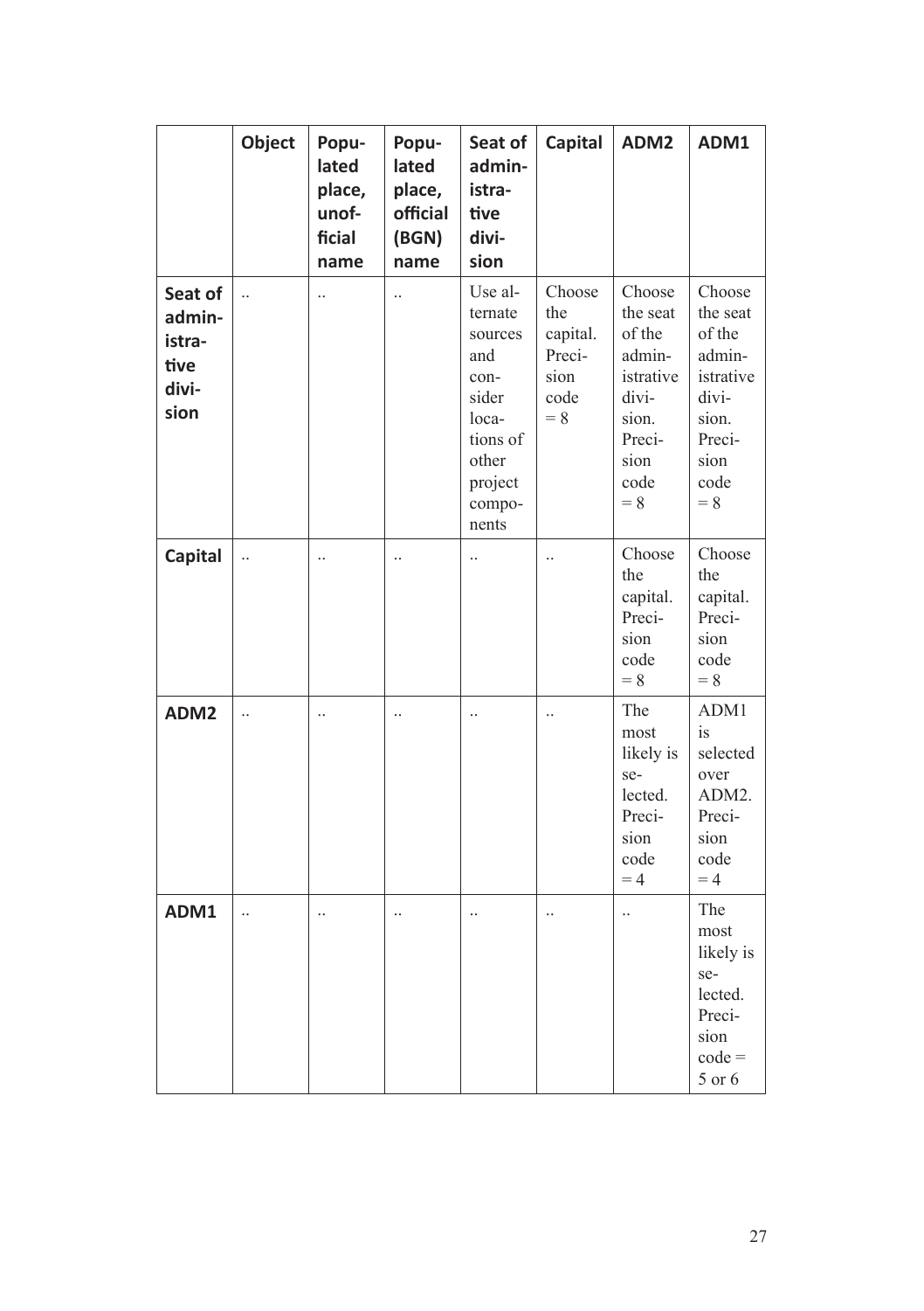| | Object | Populated place, unofficial name | Populated place, official (BGN) name | Seat of administrative division | Capital | ADM2 | ADM1 |
|---|---|---|---|---|---|---|---|
| **Seat of administrative division** | .. | .. | .. | Use alternate sources and consider locations of other project components | Choose the capital. Precision code = 8 | Choose the seat of the administrative division. Precision code = 8 | Choose the seat of the administrative division. Precision code = 8 |
| **Capital** | .. | .. | .. | .. | .. | Choose the capital. Precision code = 8 | Choose the capital. Precision code = 8 |
| **ADM2** | .. | .. | .. | .. | .. | The most likely is selected. Precision code = 4 | ADM1 is selected over ADM2. Precision code = 4 |
| **ADM1** | .. | .. | .. | .. | .. | .. | The most likely is selected. Precision code = 5 or 6 |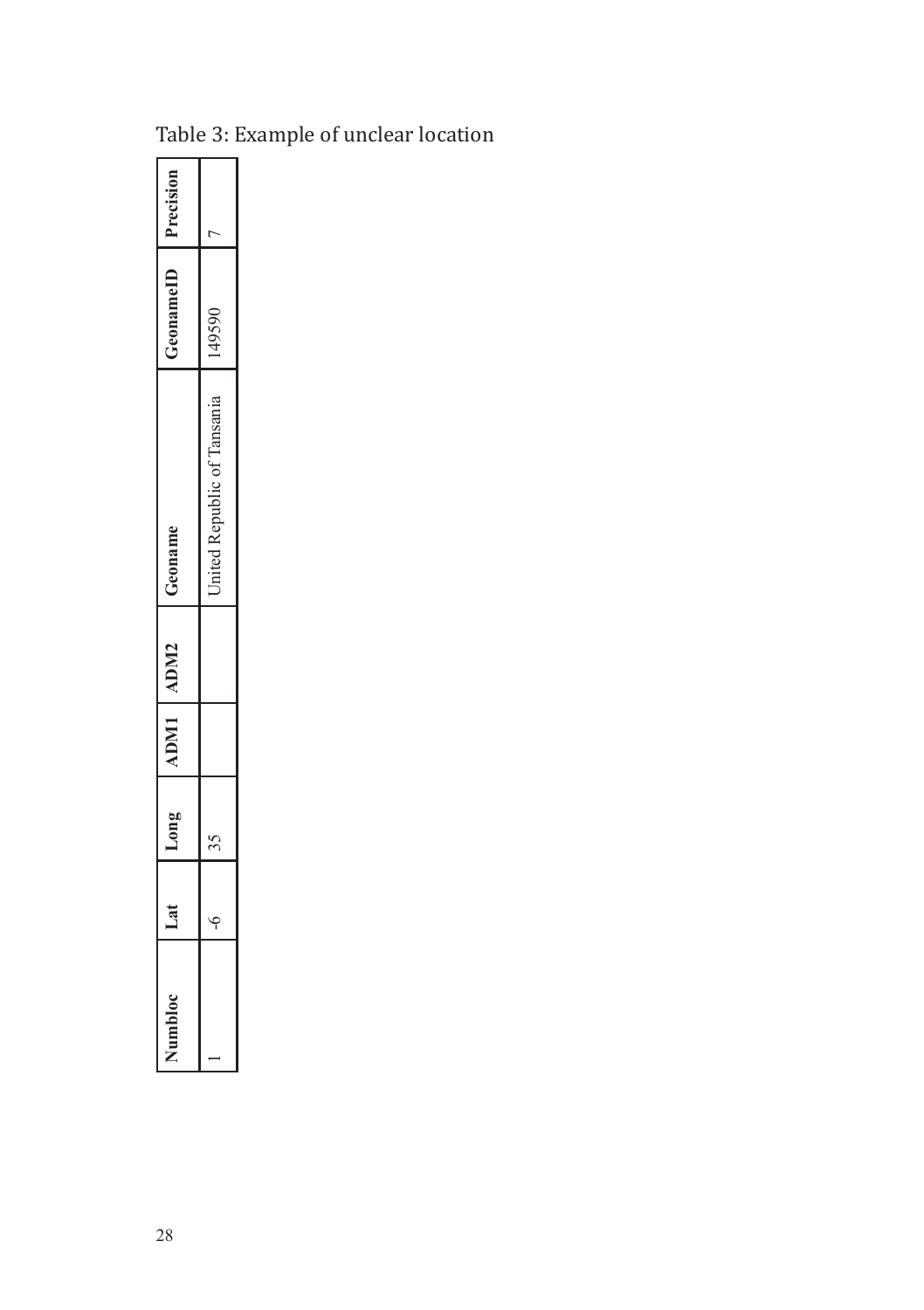Table 3: Example of unclear location

| Numbloc | Lat | Long | ADM1 | ADM2 | Geoname | GeonameID | Precision |
|---|---|---|---|---|---|---|---|
| 1 | -6 | 35 | | | United Republic of Tansania | 149590 | 7 |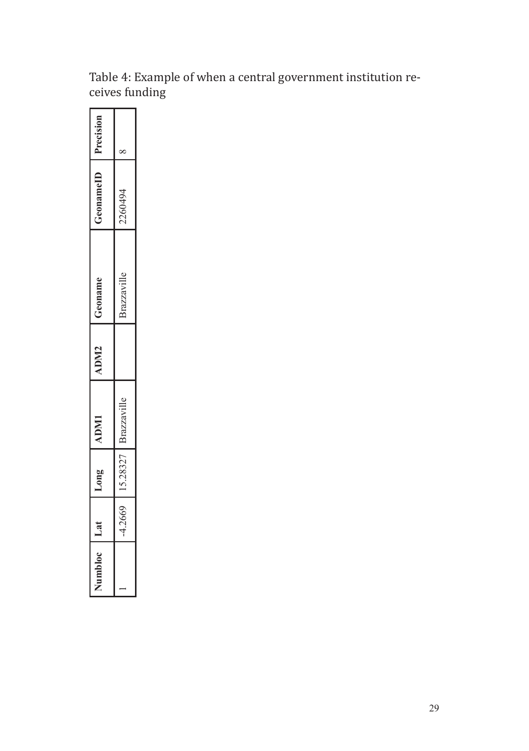Table 4: Example of when a central government institution receives funding

| Numbloc | Lat | Long | ADM1 | ADM2 | Geoname | GeonameID | Precision |
|---|---|---|---|---|---|---|---|
| 1 | -4.2669 | 15.28327 | Brazzaville | | Brazzaville | 2260494 | 8 |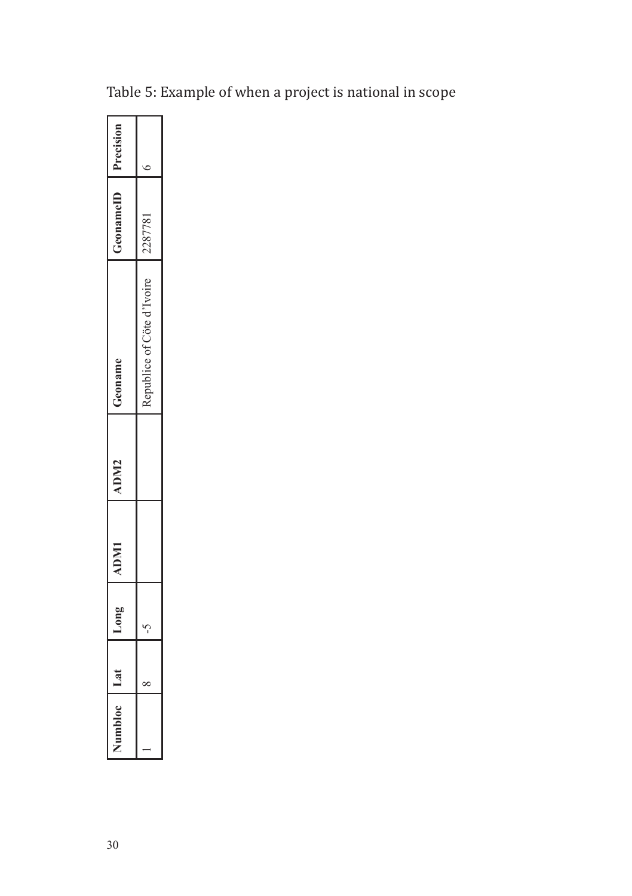Table 5: Example of when a project is national in scope

| Numbloc | Lat | Long | ADM1 | ADM2 | Geoname | GeonameID | Precision |
| --- | --- | --- | --- | --- | --- | --- | --- |
| 1 | 8 | -5 | | | Republice of Cöte d'Ivoire | 2287781 | 6 |